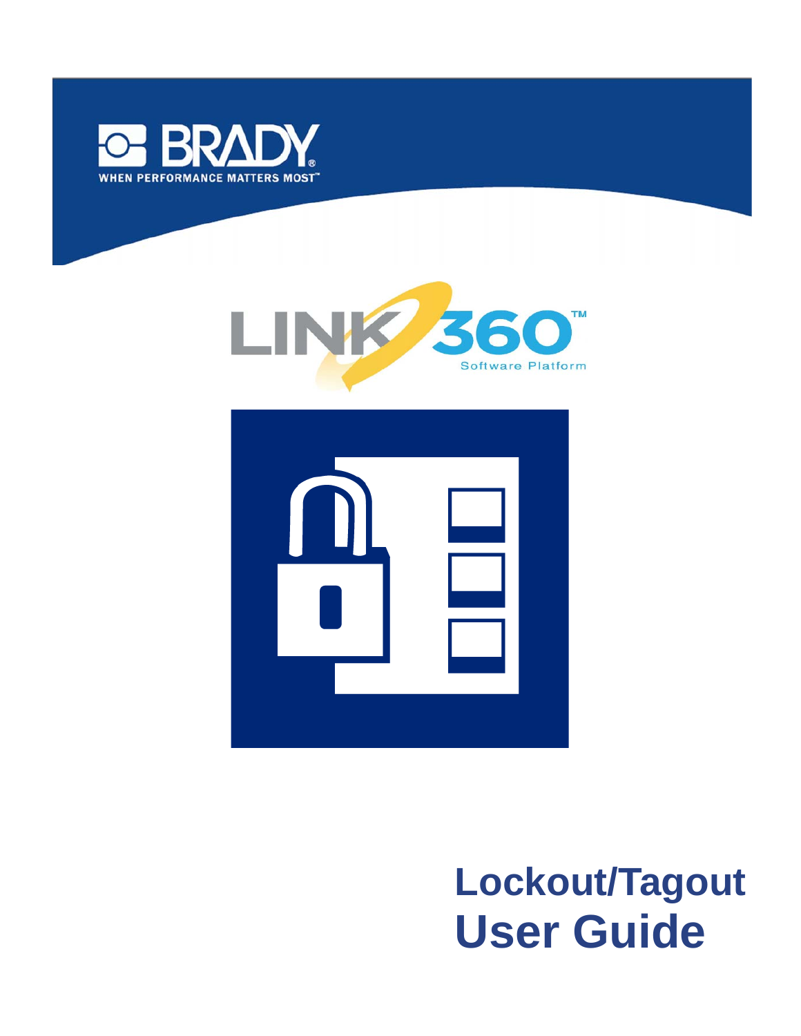BRADY

WHEN PERFORMANCE MATTERS MOST™

LINK 360™

Software Platform

# Lockout/Tagout User Guide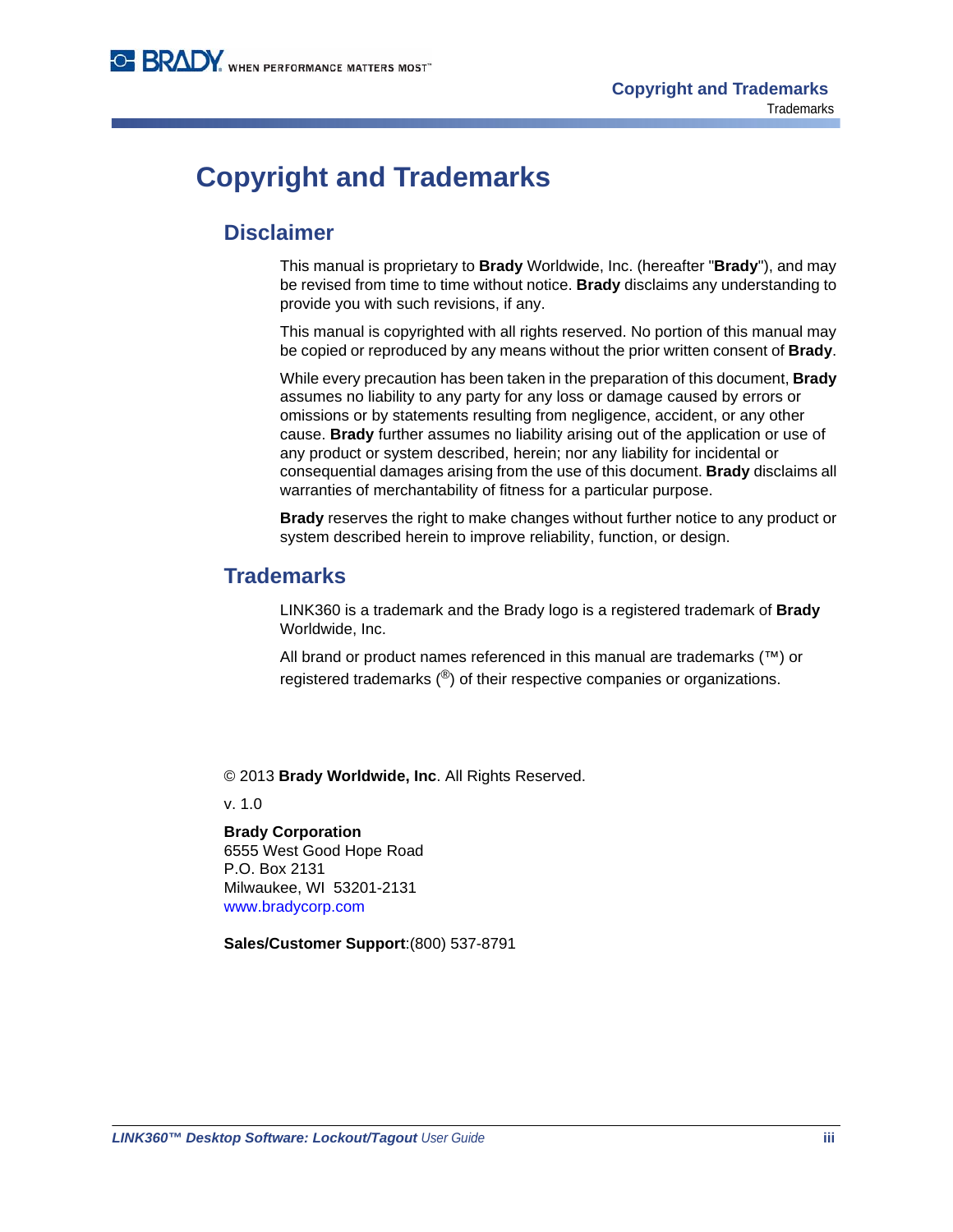# Copyright and Trademarks

## Disclaimer

This manual is proprietary to **Brady** Worldwide, Inc. (hereafter "**Brady**"), and may be revised from time to time without notice. **Brady** disclaims any understanding to provide you with such revisions, if any.

This manual is copyrighted with all rights reserved. No portion of this manual may be copied or reproduced by any means without the prior written consent of **Brady**.

While every precaution has been taken in the preparation of this document, **Brady** assumes no liability to any party for any loss or damage caused by errors or omissions or by statements resulting from negligence, accident, or any other cause. **Brady** further assumes no liability arising out of the application or use of any product or system described, herein; nor any liability for incidental or consequential damages arising from the use of this document. **Brady** disclaims all warranties of merchantability of fitness for a particular purpose.

**Brady** reserves the right to make changes without further notice to any product or system described herein to improve reliability, function, or design.

## Trademarks

LINK360 is a trademark and the Brady logo is a registered trademark of **Brady** Worldwide, Inc.

All brand or product names referenced in this manual are trademarks (™) or registered trademarks (®) of their respective companies or organizations.

© 2013 **Brady Worldwide, Inc**. All Rights Reserved.

v. 1.0

**Brady Corporation**
6555 West Good Hope Road
P.O. Box 2131
Milwaukee, WI 53201-2131
www.bradycorp.com

**Sales/Customer Support**:(800) 537-8791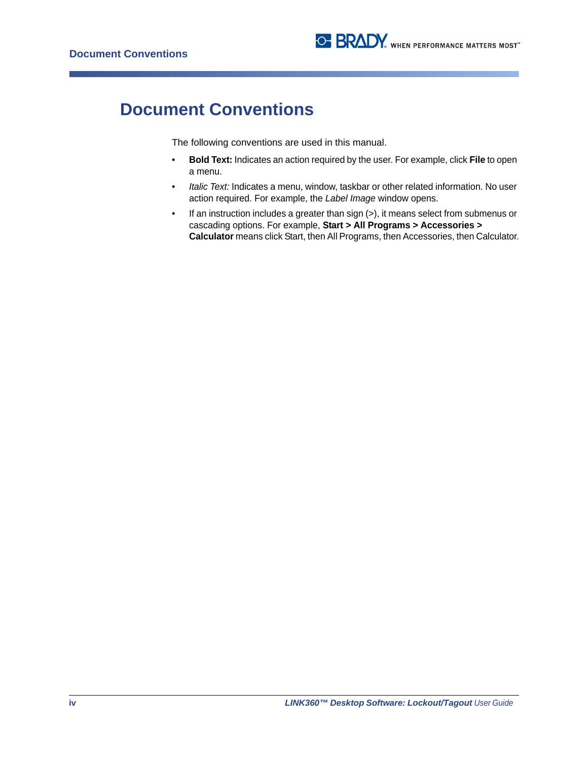# Document Conventions

The following conventions are used in this manual.

- **Bold Text:** Indicates an action required by the user. For example, click **File** to open a menu.
- *Italic Text:* Indicates a menu, window, taskbar or other related information. No user action required. For example, the *Label Image* window opens.
- If an instruction includes a greater than sign (>), it means select from submenus or cascading options. For example, **Start > All Programs > Accessories > Calculator** means click Start, then All Programs, then Accessories, then Calculator.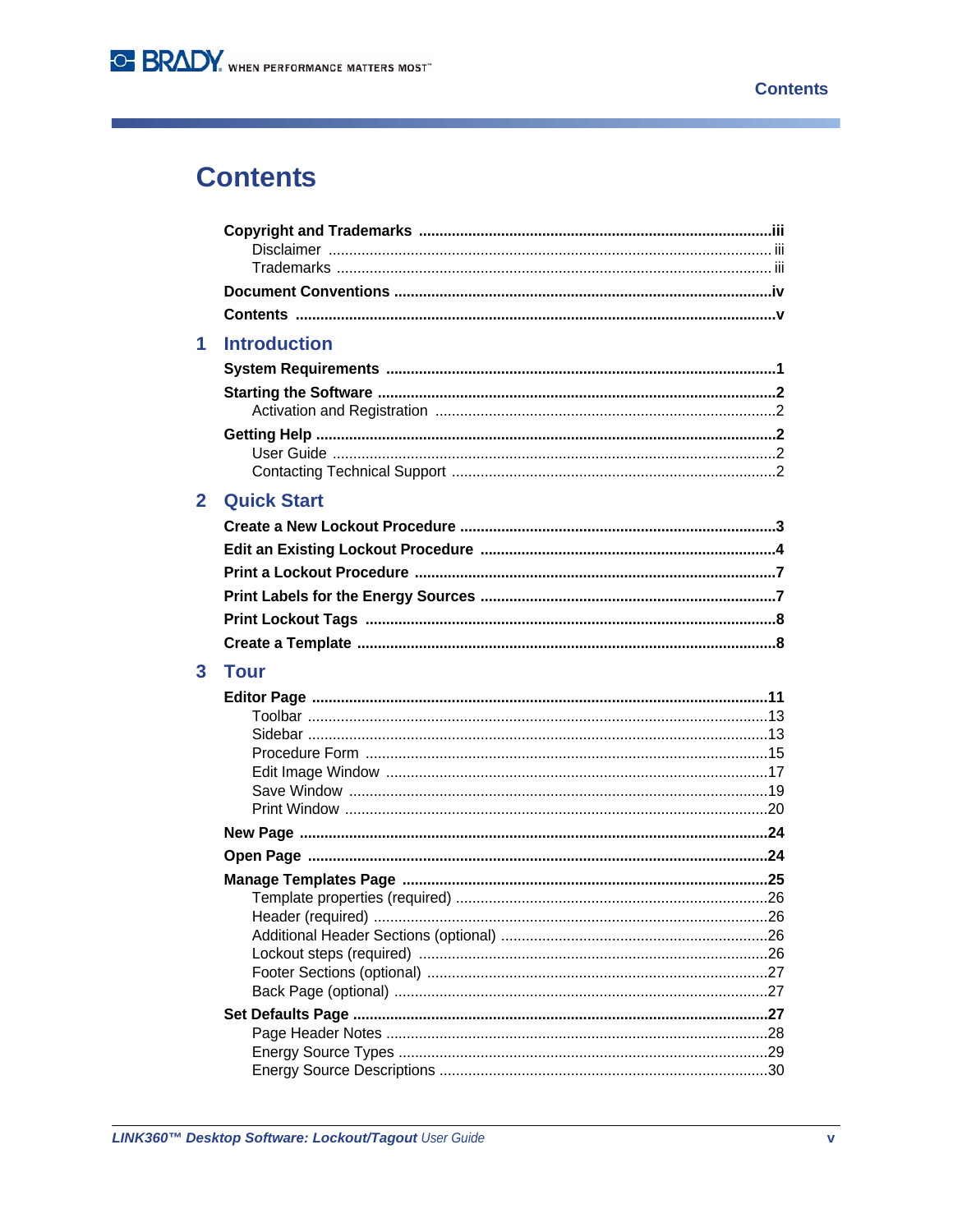# Contents

**Copyright and Trademarks** .... iii
- Disclaimer .... iii
- Trademarks .... iii

**Document Conventions** .... iv

**Contents** .... v

## 1 Introduction

**System Requirements** .... 1

**Starting the Software** .... 2
- Activation and Registration .... 2

**Getting Help** .... 2
- User Guide .... 2
- Contacting Technical Support .... 2

## 2 Quick Start

**Create a New Lockout Procedure** .... 3

**Edit an Existing Lockout Procedure** .... 4

**Print a Lockout Procedure** .... 7

**Print Labels for the Energy Sources** .... 7

**Print Lockout Tags** .... 8

**Create a Template** .... 8

## 3 Tour

**Editor Page** .... 11
- Toolbar .... 13
- Sidebar .... 13
- Procedure Form .... 15
- Edit Image Window .... 17
- Save Window .... 19
- Print Window .... 20

**New Page** .... 24

**Open Page** .... 24

**Manage Templates Page** .... 25
- Template properties (required) .... 26
- Header (required) .... 26
- Additional Header Sections (optional) .... 26
- Lockout steps (required) .... 26
- Footer Sections (optional) .... 27
- Back Page (optional) .... 27

**Set Defaults Page** .... 27
- Page Header Notes .... 28
- Energy Source Types .... 29
- Energy Source Descriptions .... 30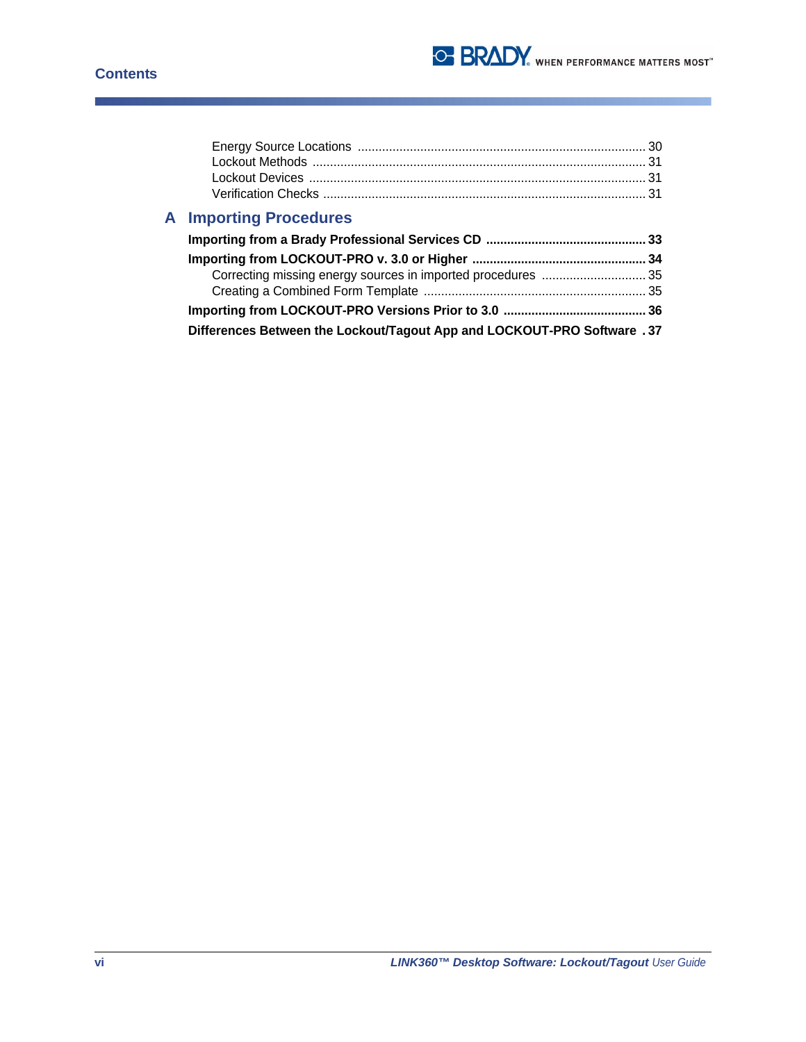Energy Source Locations .................................................................................. 30
Lockout Methods ............................................................................................ 31
Lockout Devices .............................................................................................. 31
Verification Checks ......................................................................................... 31

## A Importing Procedures

**Importing from a Brady Professional Services CD .............................................. 33**

**Importing from LOCKOUT-PRO v. 3.0 or Higher .................................................. 34**

Correcting missing energy sources in imported procedures .............................. 35
Creating a Combined Form Template ................................................................ 35

**Importing from LOCKOUT-PRO Versions Prior to 3.0 ........................................ 36**

**Differences Between the Lockout/Tagout App and LOCKOUT-PRO Software . 37**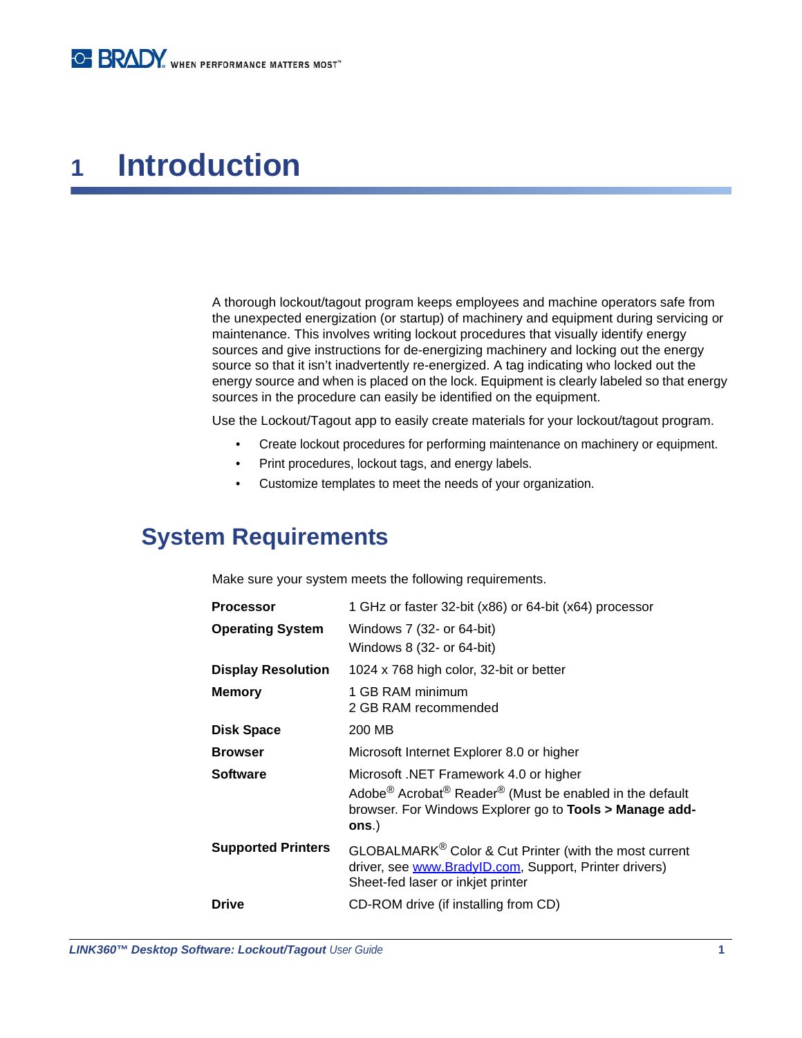# 1 Introduction

A thorough lockout/tagout program keeps employees and machine operators safe from the unexpected energization (or startup) of machinery and equipment during servicing or maintenance. This involves writing lockout procedures that visually identify energy sources and give instructions for de-energizing machinery and locking out the energy source so that it isn't inadvertently re-energized. A tag indicating who locked out the energy source and when is placed on the lock. Equipment is clearly labeled so that energy sources in the procedure can easily be identified on the equipment.

Use the Lockout/Tagout app to easily create materials for your lockout/tagout program.

- Create lockout procedures for performing maintenance on machinery or equipment.
- Print procedures, lockout tags, and energy labels.
- Customize templates to meet the needs of your organization.

## System Requirements

Make sure your system meets the following requirements.

| | |
|---|---|
| **Processor** | 1 GHz or faster 32-bit (x86) or 64-bit (x64) processor |
| **Operating System** | Windows 7 (32- or 64-bit)<br>Windows 8 (32- or 64-bit) |
| **Display Resolution** | 1024 x 768 high color, 32-bit or better |
| **Memory** | 1 GB RAM minimum<br>2 GB RAM recommended |
| **Disk Space** | 200 MB |
| **Browser** | Microsoft Internet Explorer 8.0 or higher |
| **Software** | Microsoft .NET Framework 4.0 or higher<br>Adobe® Acrobat® Reader® (Must be enabled in the default browser. For Windows Explorer go to **Tools > Manage add-ons**.) |
| **Supported Printers** | GLOBALMARK® Color & Cut Printer (with the most current driver, see www.BradyID.com, Support, Printer drivers)<br>Sheet-fed laser or inkjet printer |
| **Drive** | CD-ROM drive (if installing from CD) |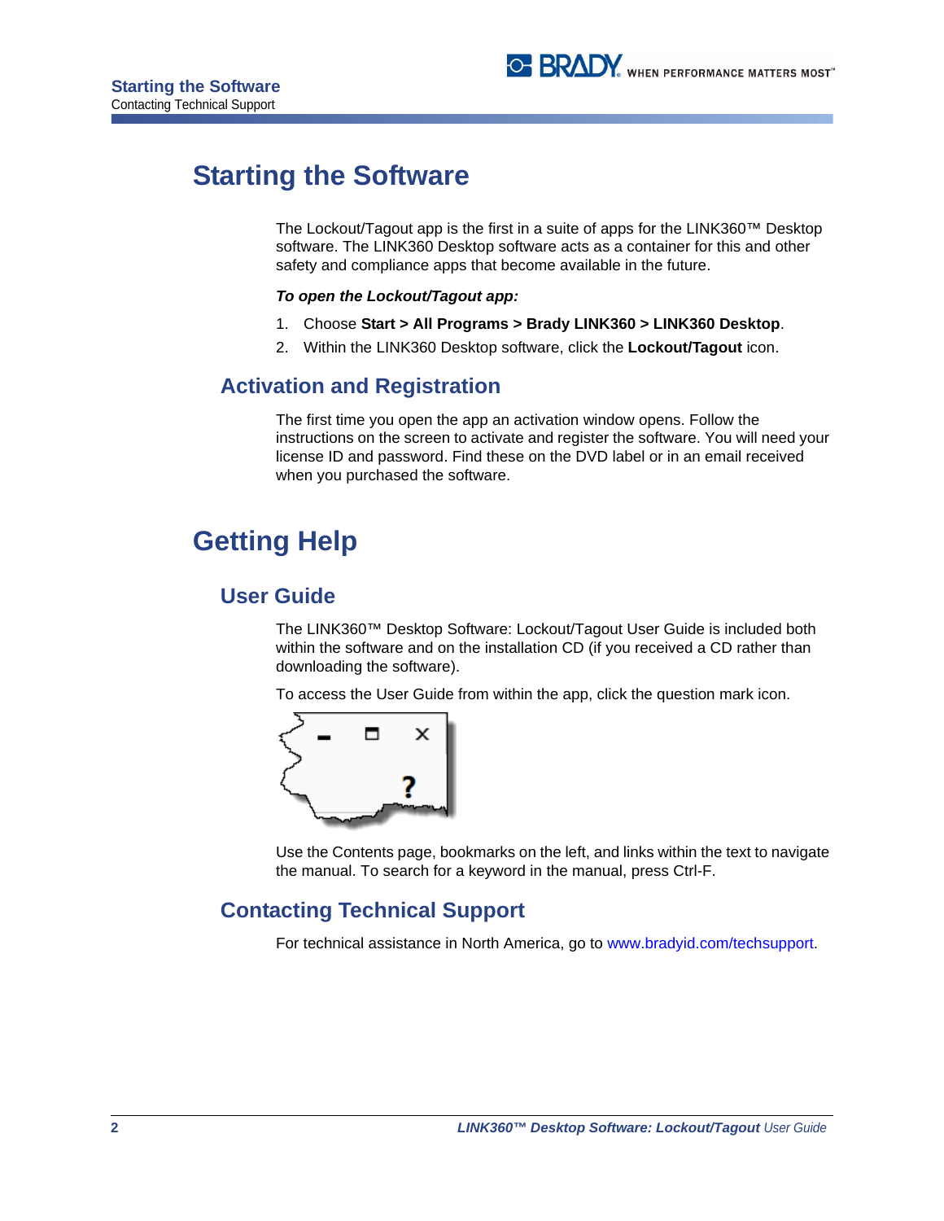# Starting the Software

The Lockout/Tagout app is the first in a suite of apps for the LINK360™ Desktop software. The LINK360 Desktop software acts as a container for this and other safety and compliance apps that become available in the future.

***To open the Lockout/Tagout app:***

1. Choose **Start > All Programs > Brady LINK360 > LINK360 Desktop**.
2. Within the LINK360 Desktop software, click the **Lockout/Tagout** icon.

## Activation and Registration

The first time you open the app an activation window opens. Follow the instructions on the screen to activate and register the software. You will need your license ID and password. Find these on the DVD label or in an email received when you purchased the software.

# Getting Help

## User Guide

The LINK360™ Desktop Software: Lockout/Tagout User Guide is included both within the software and on the installation CD (if you received a CD rather than downloading the software).

To access the User Guide from within the app, click the question mark icon.

Use the Contents page, bookmarks on the left, and links within the text to navigate the manual. To search for a keyword in the manual, press Ctrl-F.

## Contacting Technical Support

For technical assistance in North America, go to www.bradyid.com/techsupport.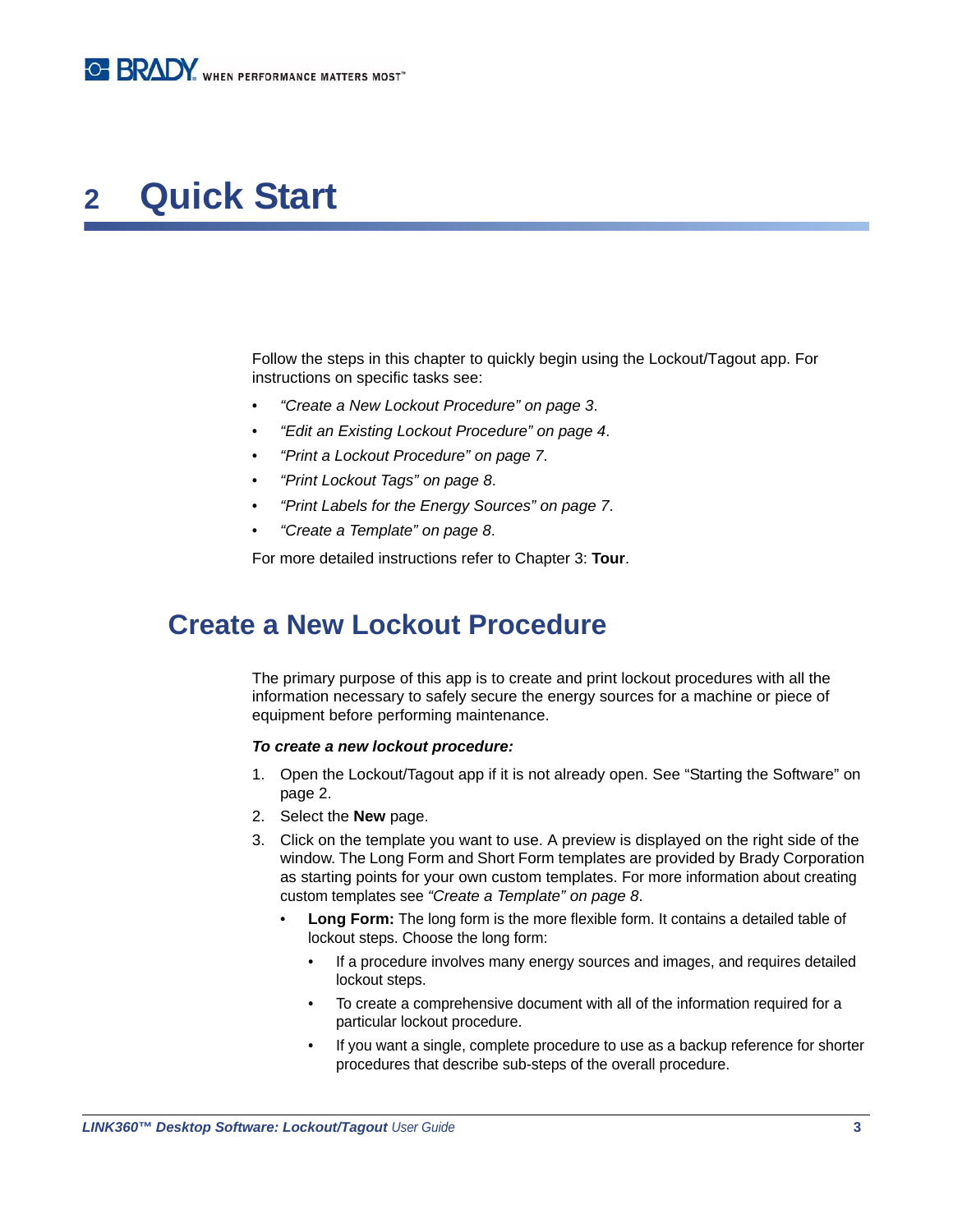# 2 Quick Start

Follow the steps in this chapter to quickly begin using the Lockout/Tagout app. For instructions on specific tasks see:

- *"Create a New Lockout Procedure" on page 3*.
- *"Edit an Existing Lockout Procedure" on page 4*.
- *"Print a Lockout Procedure" on page 7*.
- *"Print Lockout Tags" on page 8*.
- *"Print Labels for the Energy Sources" on page 7*.
- *"Create a Template" on page 8*.

For more detailed instructions refer to Chapter 3: **Tour**.

## Create a New Lockout Procedure

The primary purpose of this app is to create and print lockout procedures with all the information necessary to safely secure the energy sources for a machine or piece of equipment before performing maintenance.

***To create a new lockout procedure:***

1. Open the Lockout/Tagout app if it is not already open. See "Starting the Software" on page 2.
2. Select the **New** page.
3. Click on the template you want to use. A preview is displayed on the right side of the window. The Long Form and Short Form templates are provided by Brady Corporation as starting points for your own custom templates. For more information about creating custom templates see *"Create a Template" on page 8*.
   - **Long Form:** The long form is the more flexible form. It contains a detailed table of lockout steps. Choose the long form:
     - If a procedure involves many energy sources and images, and requires detailed lockout steps.
     - To create a comprehensive document with all of the information required for a particular lockout procedure.
     - If you want a single, complete procedure to use as a backup reference for shorter procedures that describe sub-steps of the overall procedure.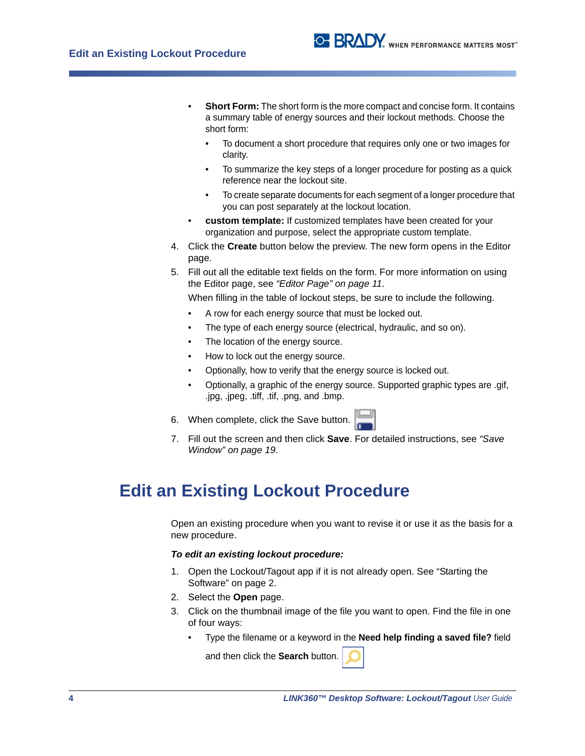- **Short Form:** The short form is the more compact and concise form. It contains a summary table of energy sources and their lockout methods. Choose the short form:
  - To document a short procedure that requires only one or two images for clarity.
  - To summarize the key steps of a longer procedure for posting as a quick reference near the lockout site.
  - To create separate documents for each segment of a longer procedure that you can post separately at the lockout location.
- **custom template:** If customized templates have been created for your organization and purpose, select the appropriate custom template.

4. Click the **Create** button below the preview. The new form opens in the Editor page.
5. Fill out all the editable text fields on the form. For more information on using the Editor page, see *"Editor Page" on page 11*.

   When filling in the table of lockout steps, be sure to include the following.

   - A row for each energy source that must be locked out.
   - The type of each energy source (electrical, hydraulic, and so on).
   - The location of the energy source.
   - How to lock out the energy source.
   - Optionally, how to verify that the energy source is locked out.
   - Optionally, a graphic of the energy source. Supported graphic types are .gif, .jpg, .jpeg, .tiff, .tif, .png, and .bmp.
6. When complete, click the Save button.
7. Fill out the screen and then click **Save**. For detailed instructions, see *"Save Window" on page 19*.

# Edit an Existing Lockout Procedure

Open an existing procedure when you want to revise it or use it as the basis for a new procedure.

***To edit an existing lockout procedure:***

1. Open the Lockout/Tagout app if it is not already open. See "Starting the Software" on page 2.
2. Select the **Open** page.
3. Click on the thumbnail image of the file you want to open. Find the file in one of four ways:
   - Type the filename or a keyword in the **Need help finding a saved file?** field and then click the **Search** button.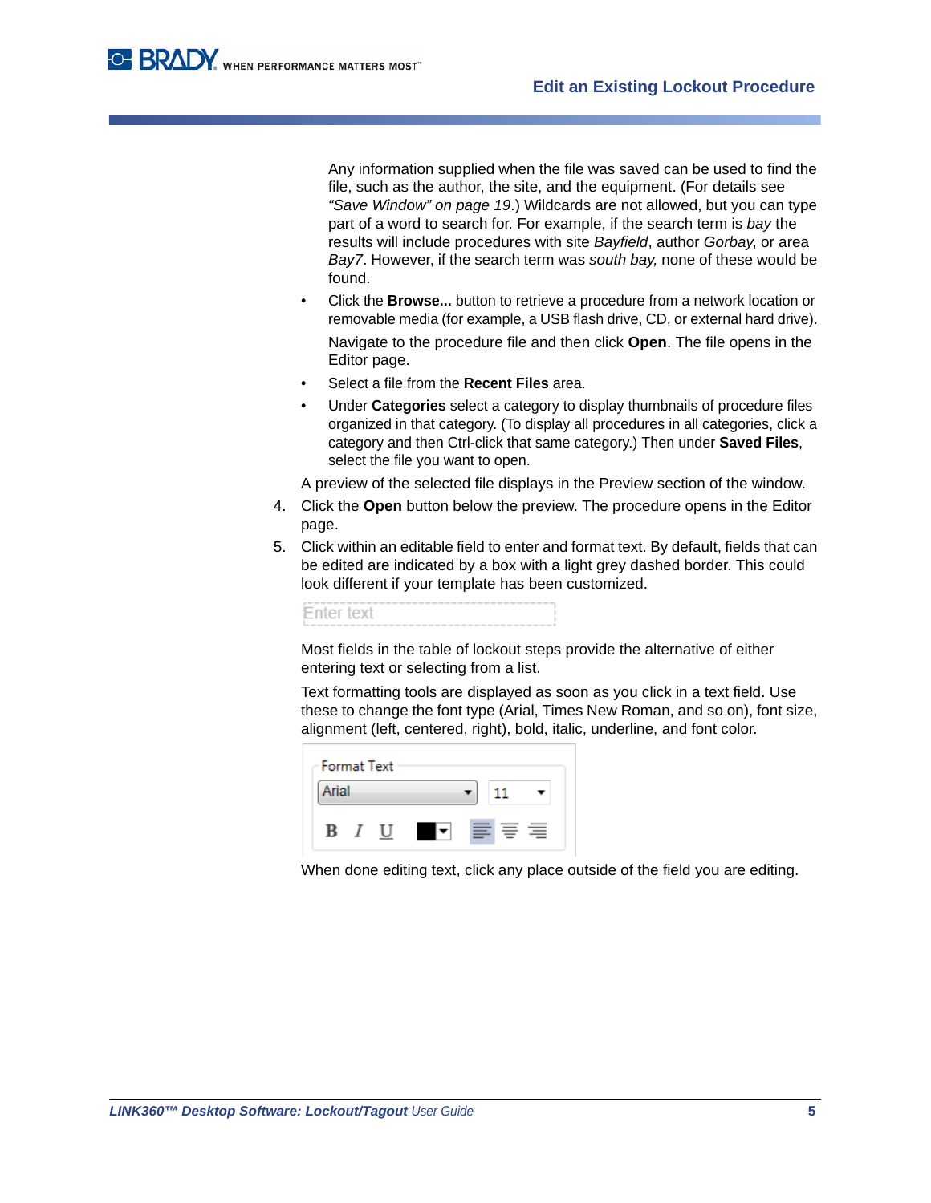Any information supplied when the file was saved can be used to find the file, such as the author, the site, and the equipment. (For details see *"Save Window" on page 19*.) Wildcards are not allowed, but you can type part of a word to search for. For example, if the search term is *bay* the results will include procedures with site *Bayfield*, author *Gorbay*, or area *Bay7*. However, if the search term was *south bay,* none of these would be found.

- Click the **Browse...** button to retrieve a procedure from a network location or removable media (for example, a USB flash drive, CD, or external hard drive).

  Navigate to the procedure file and then click **Open**. The file opens in the Editor page.
- Select a file from the **Recent Files** area.
- Under **Categories** select a category to display thumbnails of procedure files organized in that category. (To display all procedures in all categories, click a category and then Ctrl-click that same category.) Then under **Saved Files**, select the file you want to open.

A preview of the selected file displays in the Preview section of the window.

4. Click the **Open** button below the preview. The procedure opens in the Editor page.
5. Click within an editable field to enter and format text. By default, fields that can be edited are indicated by a box with a light grey dashed border. This could look different if your template has been customized.

   Enter text

   Most fields in the table of lockout steps provide the alternative of either entering text or selecting from a list.

   Text formatting tools are displayed as soon as you click in a text field. Use these to change the font type (Arial, Times New Roman, and so on), font size, alignment (left, centered, right), bold, italic, underline, and font color.

   Format Text
   Arial 11
   B I U

   When done editing text, click any place outside of the field you are editing.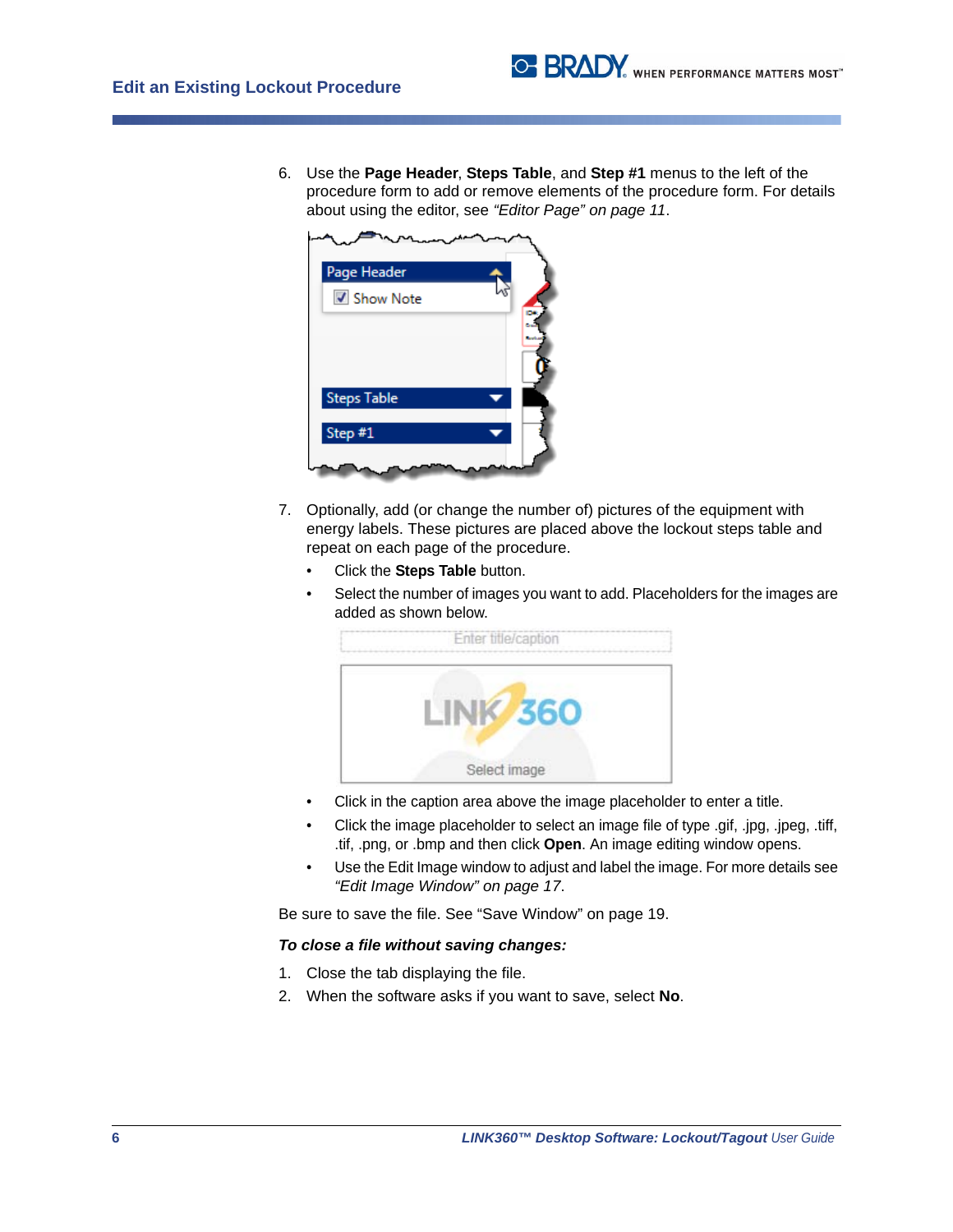6. Use the **Page Header**, **Steps Table**, and **Step #1** menus to the left of the procedure form to add or remove elements of the procedure form. For details about using the editor, see *"Editor Page" on page 11*.

7. Optionally, add (or change the number of) pictures of the equipment with energy labels. These pictures are placed above the lockout steps table and repeat on each page of the procedure.
   - Click the **Steps Table** button.
   - Select the number of images you want to add. Placeholders for the images are added as shown below.
   - Click in the caption area above the image placeholder to enter a title.
   - Click the image placeholder to select an image file of type .gif, .jpg, .jpeg, .tiff, .tif, .png, or .bmp and then click **Open**. An image editing window opens.
   - Use the Edit Image window to adjust and label the image. For more details see *"Edit Image Window" on page 17*.

Be sure to save the file. See "Save Window" on page 19.

***To close a file without saving changes:***

1. Close the tab displaying the file.
2. When the software asks if you want to save, select **No**.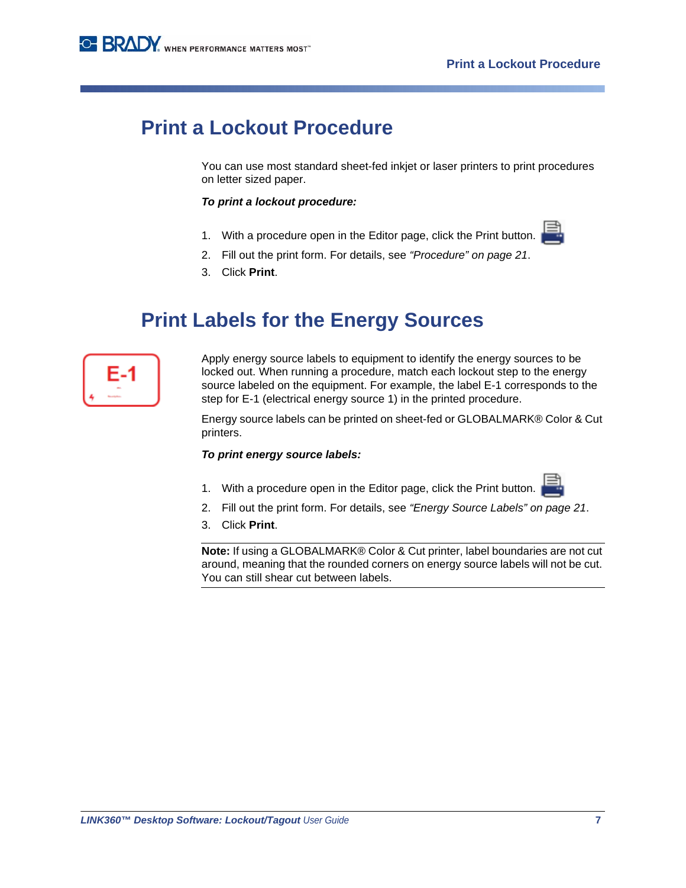# Print a Lockout Procedure

You can use most standard sheet-fed inkjet or laser printers to print procedures on letter sized paper.

***To print a lockout procedure:***

1. With a procedure open in the Editor page, click the Print button.
2. Fill out the print form. For details, see *"Procedure" on page 21*.
3. Click **Print**.

# Print Labels for the Energy Sources

Apply energy source labels to equipment to identify the energy sources to be locked out. When running a procedure, match each lockout step to the energy source labeled on the equipment. For example, the label E-1 corresponds to the step for E-1 (electrical energy source 1) in the printed procedure.

Energy source labels can be printed on sheet-fed or GLOBALMARK® Color & Cut printers.

***To print energy source labels:***

1. With a procedure open in the Editor page, click the Print button.
2. Fill out the print form. For details, see *"Energy Source Labels" on page 21*.
3. Click **Print**.

---

**Note:** If using a GLOBALMARK® Color & Cut printer, label boundaries are not cut around, meaning that the rounded corners on energy source labels will not be cut. You can still shear cut between labels.

---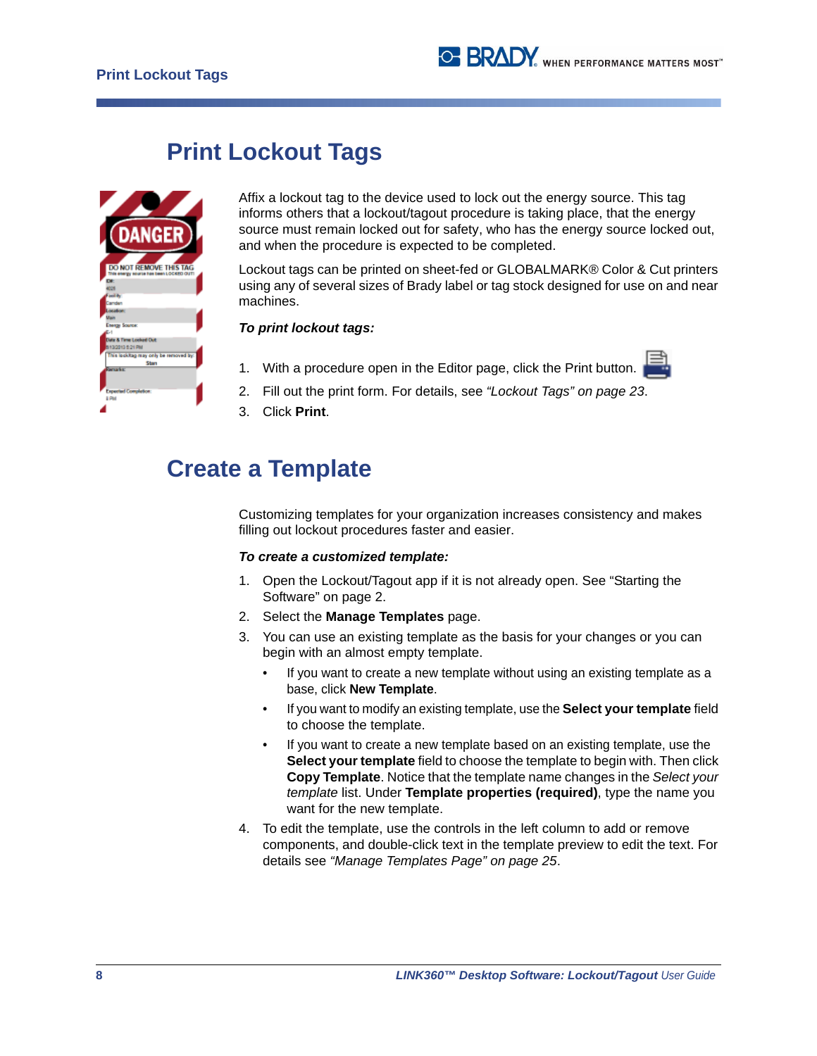# Print Lockout Tags

Affix a lockout tag to the device used to lock out the energy source. This tag informs others that a lockout/tagout procedure is taking place, that the energy source must remain locked out for safety, who has the energy source locked out, and when the procedure is expected to be completed.

Lockout tags can be printed on sheet-fed or GLOBALMARK® Color & Cut printers using any of several sizes of Brady label or tag stock designed for use on and near machines.

***To print lockout tags:***

1. With a procedure open in the Editor page, click the Print button.
2. Fill out the print form. For details, see *“Lockout Tags” on page 23*.
3. Click **Print**.

# Create a Template

Customizing templates for your organization increases consistency and makes filling out lockout procedures faster and easier.

***To create a customized template:***

1. Open the Lockout/Tagout app if it is not already open. See “Starting the Software” on page 2.
2. Select the **Manage Templates** page.
3. You can use an existing template as the basis for your changes or you can begin with an almost empty template.
   - If you want to create a new template without using an existing template as a base, click **New Template**.
   - If you want to modify an existing template, use the **Select your template** field to choose the template.
   - If you want to create a new template based on an existing template, use the **Select your template** field to choose the template to begin with. Then click **Copy Template**. Notice that the template name changes in the *Select your template* list. Under **Template properties (required)**, type the name you want for the new template.
4. To edit the template, use the controls in the left column to add or remove components, and double-click text in the template preview to edit the text. For details see *“Manage Templates Page” on page 25*.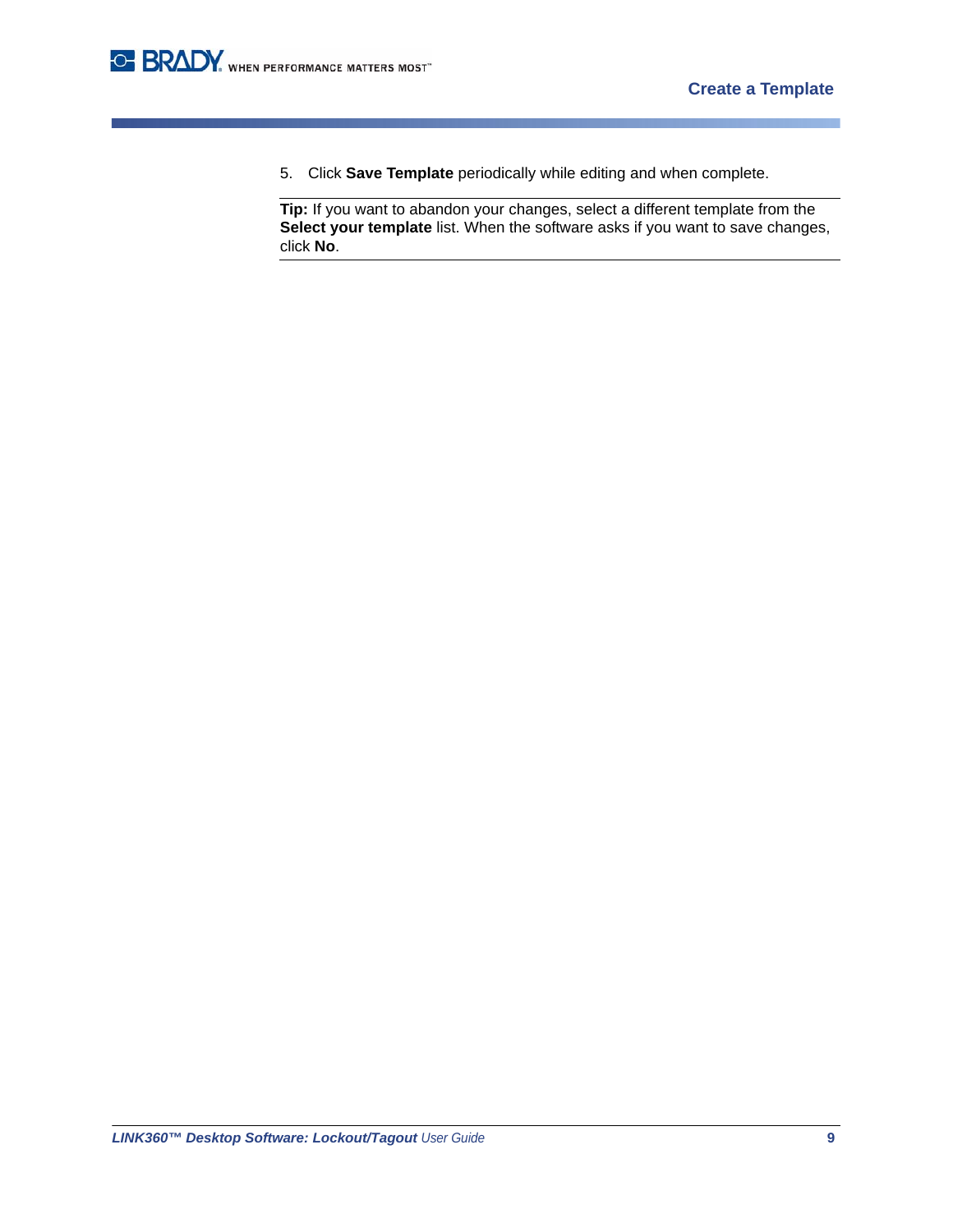5. Click **Save Template** periodically while editing and when complete.

**Tip:** If you want to abandon your changes, select a different template from the **Select your template** list. When the software asks if you want to save changes, click **No**.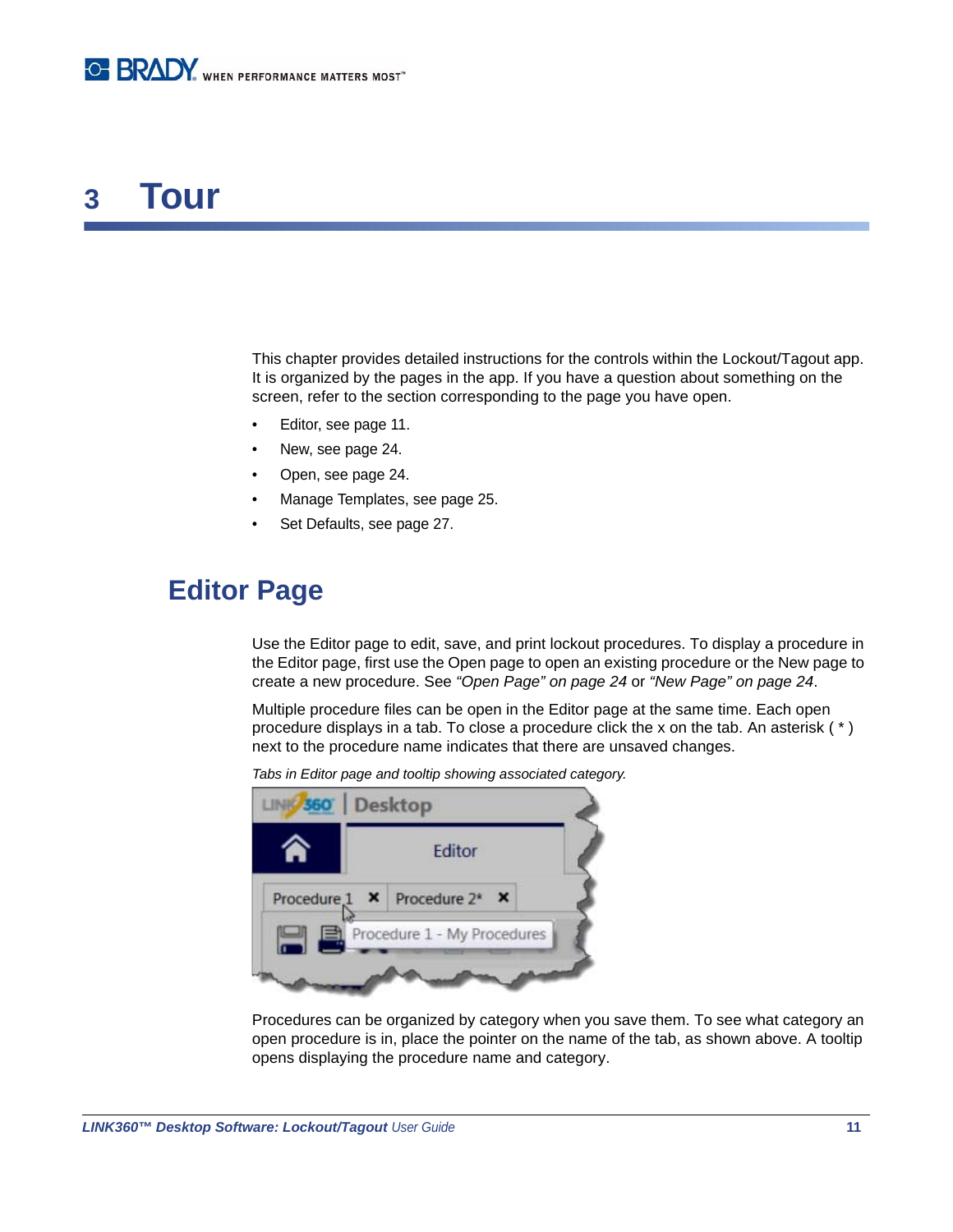# 3 Tour

This chapter provides detailed instructions for the controls within the Lockout/Tagout app. It is organized by the pages in the app. If you have a question about something on the screen, refer to the section corresponding to the page you have open.

- Editor, see page 11.
- New, see page 24.
- Open, see page 24.
- Manage Templates, see page 25.
- Set Defaults, see page 27.

## Editor Page

Use the Editor page to edit, save, and print lockout procedures. To display a procedure in the Editor page, first use the Open page to open an existing procedure or the New page to create a new procedure. See *“Open Page” on page 24* or *“New Page” on page 24*.

Multiple procedure files can be open in the Editor page at the same time. Each open procedure displays in a tab. To close a procedure click the x on the tab. An asterisk ( * ) next to the procedure name indicates that there are unsaved changes.

*Tabs in Editor page and tooltip showing associated category.*

Procedures can be organized by category when you save them. To see what category an open procedure is in, place the pointer on the name of the tab, as shown above. A tooltip opens displaying the procedure name and category.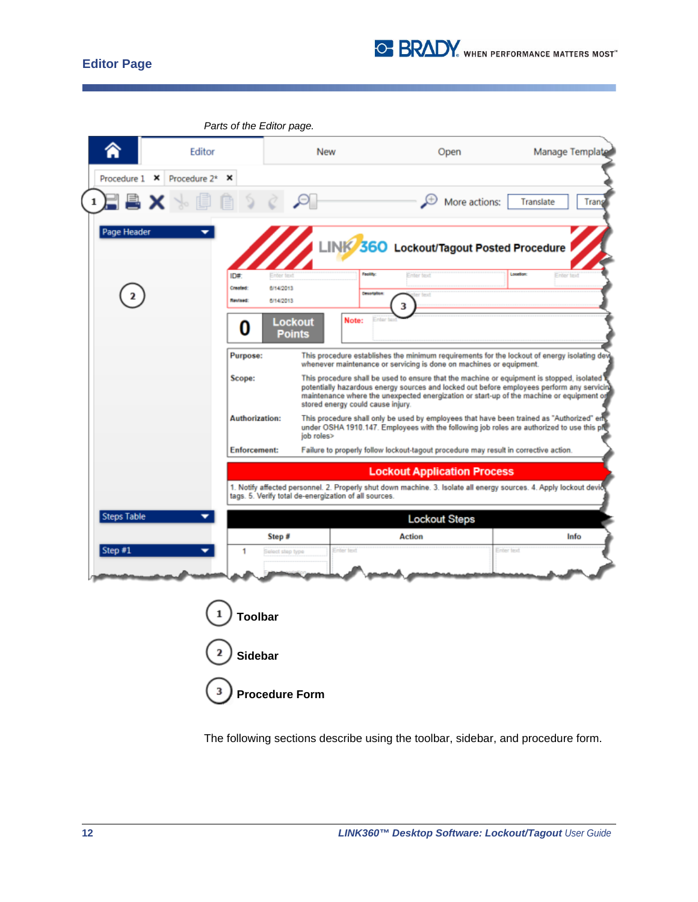*Parts of the Editor page.*

1. **Toolbar**
2. **Sidebar**
3. **Procedure Form**

The following sections describe using the toolbar, sidebar, and procedure form.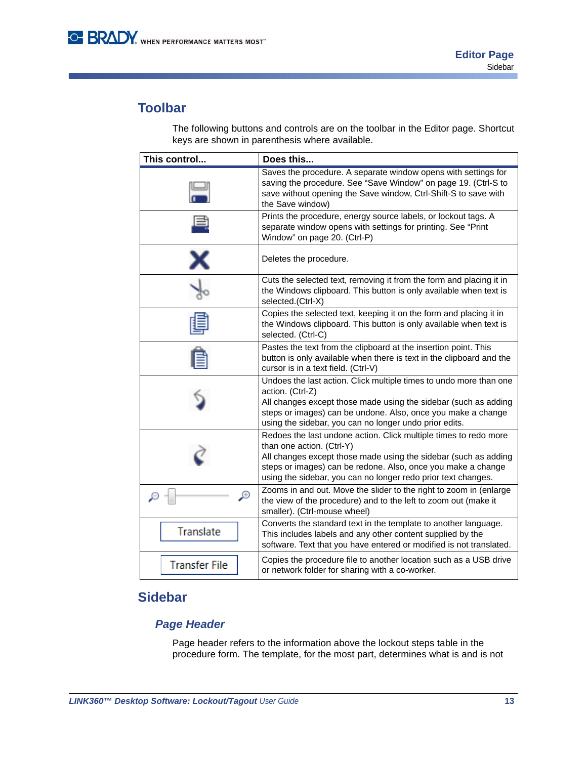## Toolbar

The following buttons and controls are on the toolbar in the Editor page. Shortcut keys are shown in parenthesis where available.

| This control... | Does this... |
|---|---|
| | Saves the procedure. A separate window opens with settings for saving the procedure. See "Save Window" on page 19. (Ctrl-S to save without opening the Save window, Ctrl-Shift-S to save with the Save window) |
| | Prints the procedure, energy source labels, or lockout tags. A separate window opens with settings for printing. See "Print Window" on page 20. (Ctrl-P) |
| | Deletes the procedure. |
| | Cuts the selected text, removing it from the form and placing it in the Windows clipboard. This button is only available when text is selected.(Ctrl-X) |
| | Copies the selected text, keeping it on the form and placing it in the Windows clipboard. This button is only available when text is selected. (Ctrl-C) |
| | Pastes the text from the clipboard at the insertion point. This button is only available when there is text in the clipboard and the cursor is in a text field. (Ctrl-V) |
| | Undoes the last action. Click multiple times to undo more than one action. (Ctrl-Z)<br>All changes except those made using the sidebar (such as adding steps or images) can be undone. Also, once you make a change using the sidebar, you can no longer undo prior edits. |
| | Redoes the last undone action. Click multiple times to redo more than one action. (Ctrl-Y)<br>All changes except those made using the sidebar (such as adding steps or images) can be redone. Also, once you make a change using the sidebar, you can no longer redo prior text changes. |
| | Zooms in and out. Move the slider to the right to zoom in (enlarge the view of the procedure) and to the left to zoom out (make it smaller). (Ctrl-mouse wheel) |
| Translate | Converts the standard text in the template to another language. This includes labels and any other content supplied by the software. Text that you have entered or modified is not translated. |
| Transfer File | Copies the procedure file to another location such as a USB drive or network folder for sharing with a co-worker. |

## Sidebar

### *Page Header*

Page header refers to the information above the lockout steps table in the procedure form. The template, for the most part, determines what is and is not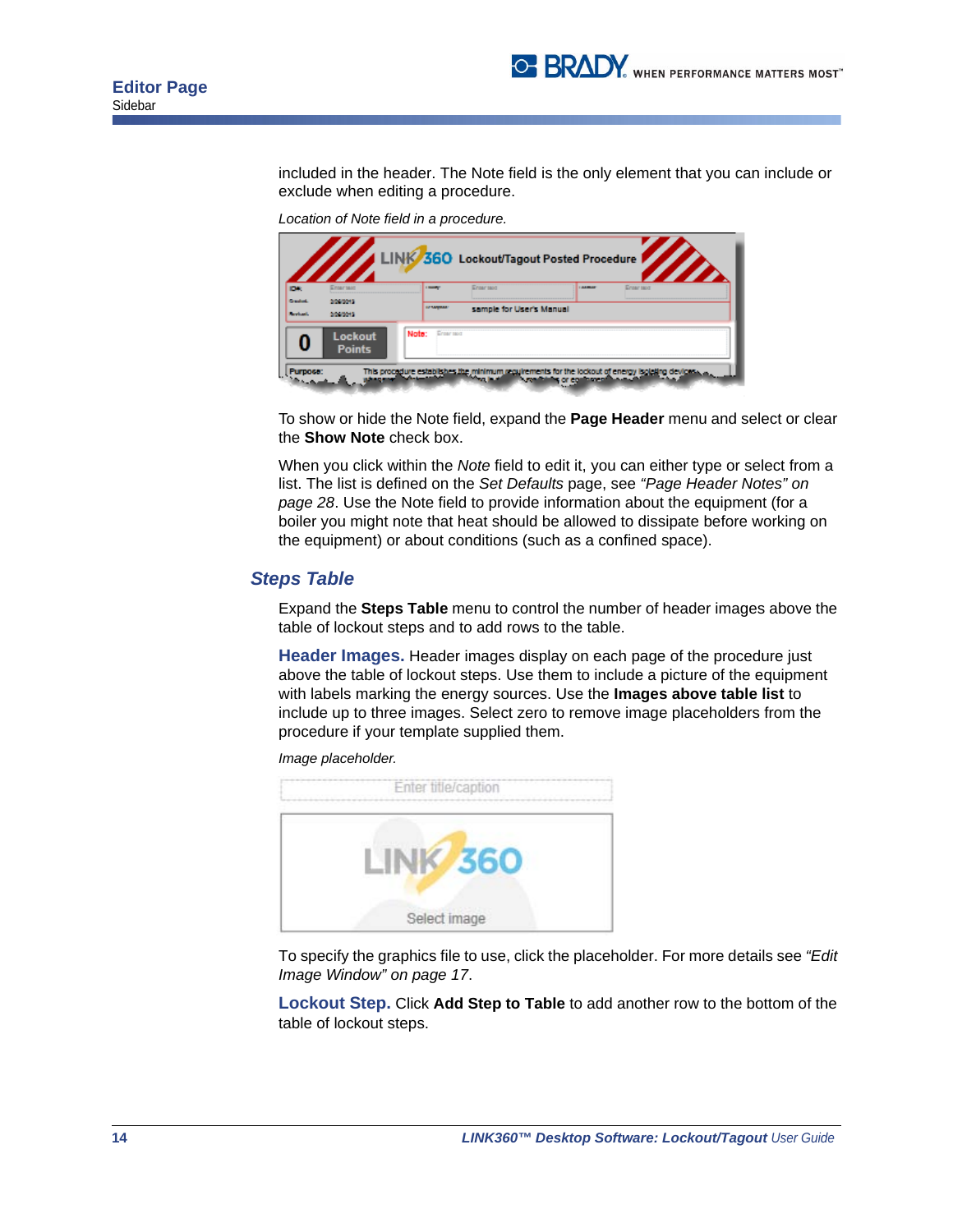included in the header. The Note field is the only element that you can include or exclude when editing a procedure.

*Location of Note field in a procedure.*

To show or hide the Note field, expand the **Page Header** menu and select or clear the **Show Note** check box.

When you click within the *Note* field to edit it, you can either type or select from a list. The list is defined on the *Set Defaults* page, see *"Page Header Notes" on page 28*. Use the Note field to provide information about the equipment (for a boiler you might note that heat should be allowed to dissipate before working on the equipment) or about conditions (such as a confined space).

## Steps Table

Expand the **Steps Table** menu to control the number of header images above the table of lockout steps and to add rows to the table.

**Header Images.** Header images display on each page of the procedure just above the table of lockout steps. Use them to include a picture of the equipment with labels marking the energy sources. Use the **Images above table list** to include up to three images. Select zero to remove image placeholders from the procedure if your template supplied them.

*Image placeholder.*

To specify the graphics file to use, click the placeholder. For more details see *"Edit Image Window" on page 17*.

**Lockout Step.** Click **Add Step to Table** to add another row to the bottom of the table of lockout steps.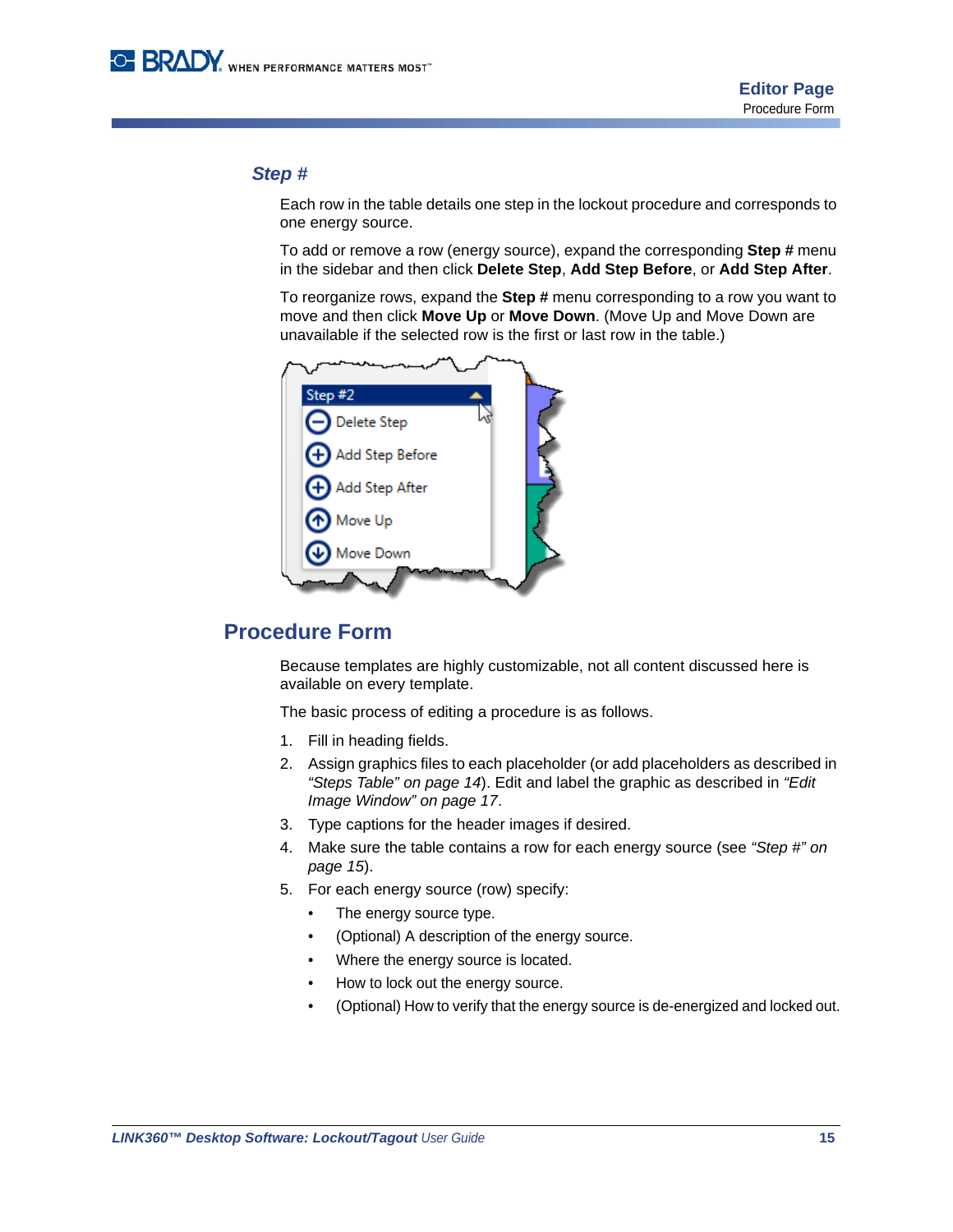### *Step #*

Each row in the table details one step in the lockout procedure and corresponds to one energy source.

To add or remove a row (energy source), expand the corresponding **Step #** menu in the sidebar and then click **Delete Step**, **Add Step Before**, or **Add Step After**.

To reorganize rows, expand the **Step #** menu corresponding to a row you want to move and then click **Move Up** or **Move Down**. (Move Up and Move Down are unavailable if the selected row is the first or last row in the table.)

## Procedure Form

Because templates are highly customizable, not all content discussed here is available on every template.

The basic process of editing a procedure is as follows.

1. Fill in heading fields.
2. Assign graphics files to each placeholder (or add placeholders as described in *"Steps Table" on page 14*). Edit and label the graphic as described in *"Edit Image Window" on page 17*.
3. Type captions for the header images if desired.
4. Make sure the table contains a row for each energy source (see *"Step #" on page 15*).
5. For each energy source (row) specify:
   - The energy source type.
   - (Optional) A description of the energy source.
   - Where the energy source is located.
   - How to lock out the energy source.
   - (Optional) How to verify that the energy source is de-energized and locked out.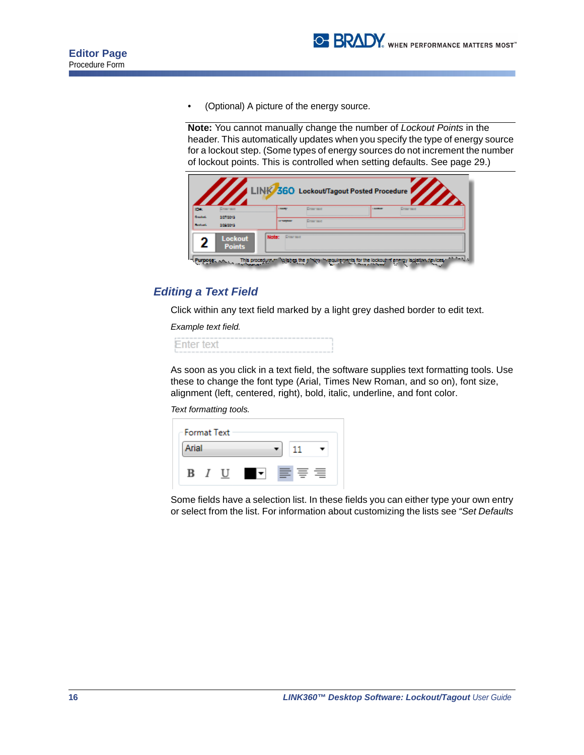- (Optional) A picture of the energy source.

**Note:** You cannot manually change the number of *Lockout Points* in the header. This automatically updates when you specify the type of energy source for a lockout step. (Some types of energy sources do not increment the number of lockout points. This is controlled when setting defaults. See page 29.)

## *Editing a Text Field*

Click within any text field marked by a light grey dashed border to edit text.

*Example text field.*

As soon as you click in a text field, the software supplies text formatting tools. Use these to change the font type (Arial, Times New Roman, and so on), font size, alignment (left, centered, right), bold, italic, underline, and font color.

*Text formatting tools.*

Some fields have a selection list. In these fields you can either type your own entry or select from the list. For information about customizing the lists see *"Set Defaults*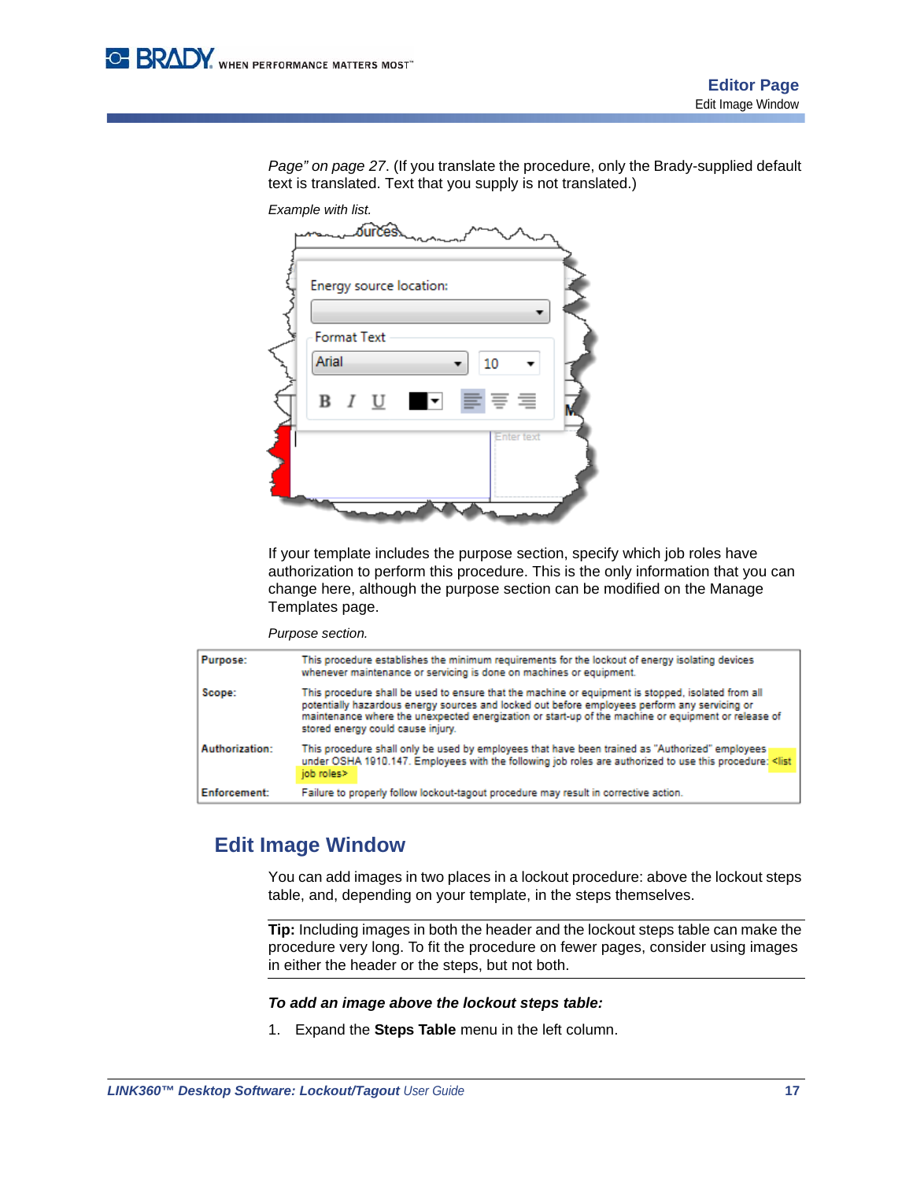Page" on page 27*. (If you translate the procedure, only the Brady-supplied default text is translated. Text that you supply is not translated.)

*Example with list.*

If your template includes the purpose section, specify which job roles have authorization to perform this procedure. This is the only information that you can change here, although the purpose section can be modified on the Manage Templates page.

*Purpose section.*

| | |
|---|---|
| **Purpose:** | This procedure establishes the minimum requirements for the lockout of energy isolating devices whenever maintenance or servicing is done on machines or equipment. |
| **Scope:** | This procedure shall be used to ensure that the machine or equipment is stopped, isolated from all potentially hazardous energy sources and locked out before employees perform any servicing or maintenance where the unexpected energization or start-up of the machine or equipment or release of stored energy could cause injury. |
| **Authorization:** | This procedure shall only be used by employees that have been trained as "Authorized" employees under OSHA 1910.147. Employees with the following job roles are authorized to use this procedure: <list job roles> |
| **Enforcement:** | Failure to properly follow lockout-tagout procedure may result in corrective action. |

## Edit Image Window

You can add images in two places in a lockout procedure: above the lockout steps table, and, depending on your template, in the steps themselves.

**Tip:** Including images in both the header and the lockout steps table can make the procedure very long. To fit the procedure on fewer pages, consider using images in either the header or the steps, but not both.

***To add an image above the lockout steps table:***

1. Expand the **Steps Table** menu in the left column.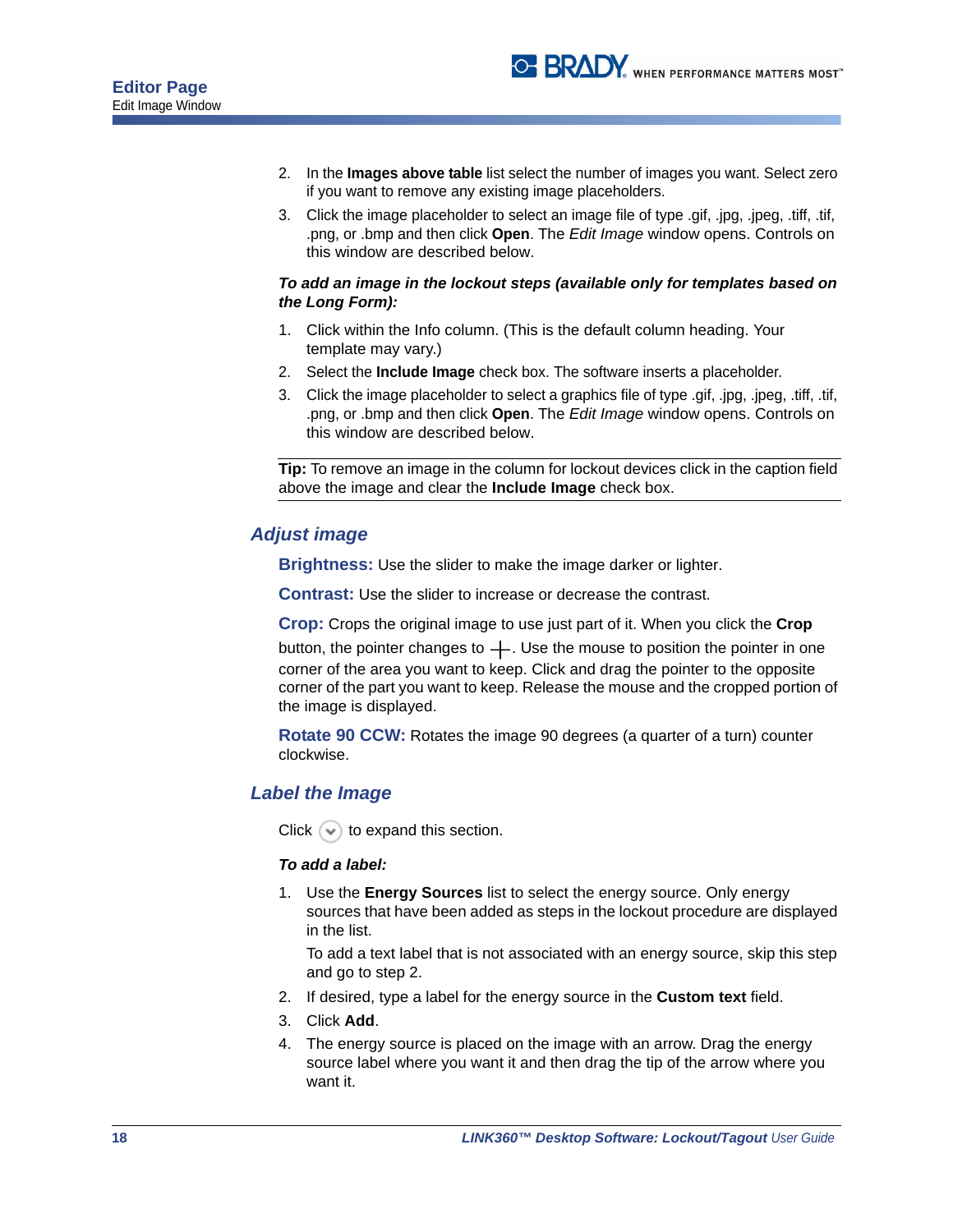2. In the **Images above table** list select the number of images you want. Select zero if you want to remove any existing image placeholders.
3. Click the image placeholder to select an image file of type .gif, .jpg, .jpeg, .tiff, .tif, .png, or .bmp and then click **Open**. The *Edit Image* window opens. Controls on this window are described below.

***To add an image in the lockout steps (available only for templates based on the Long Form):***

1. Click within the Info column. (This is the default column heading. Your template may vary.)
2. Select the **Include Image** check box. The software inserts a placeholder.
3. Click the image placeholder to select a graphics file of type .gif, .jpg, .jpeg, .tiff, .tif, .png, or .bmp and then click **Open**. The *Edit Image* window opens. Controls on this window are described below.

---

**Tip:** To remove an image in the column for lockout devices click in the caption field above the image and clear the **Include Image** check box.

---

## *Adjust image*

**Brightness:** Use the slider to make the image darker or lighter.

**Contrast:** Use the slider to increase or decrease the contrast.

**Crop:** Crops the original image to use just part of it. When you click the **Crop** button, the pointer changes to +. Use the mouse to position the pointer in one corner of the area you want to keep. Click and drag the pointer to the opposite corner of the part you want to keep. Release the mouse and the cropped portion of the image is displayed.

**Rotate 90 CCW:** Rotates the image 90 degrees (a quarter of a turn) counter clockwise.

## *Label the Image*

Click ⌄ to expand this section.

***To add a label:***

1. Use the **Energy Sources** list to select the energy source. Only energy sources that have been added as steps in the lockout procedure are displayed in the list.

   To add a text label that is not associated with an energy source, skip this step and go to step 2.
2. If desired, type a label for the energy source in the **Custom text** field.
3. Click **Add**.
4. The energy source is placed on the image with an arrow. Drag the energy source label where you want it and then drag the tip of the arrow where you want it.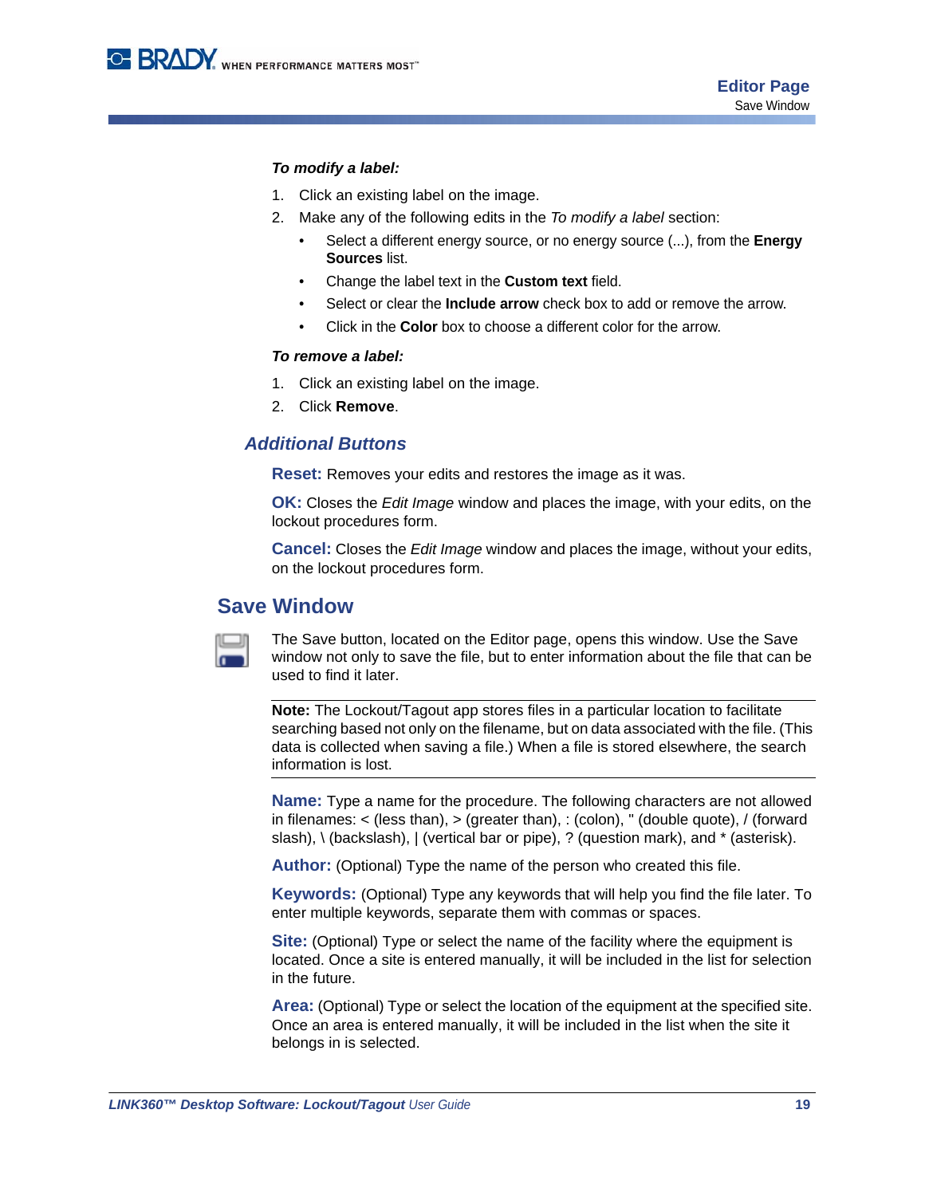***To modify a label:***

1. Click an existing label on the image.
2. Make any of the following edits in the *To modify a label* section:
   - Select a different energy source, or no energy source (...), from the **Energy Sources** list.
   - Change the label text in the **Custom text** field.
   - Select or clear the **Include arrow** check box to add or remove the arrow.
   - Click in the **Color** box to choose a different color for the arrow.

***To remove a label:***

1. Click an existing label on the image.
2. Click **Remove**.

### *Additional Buttons*

**Reset:** Removes your edits and restores the image as it was.

**OK:** Closes the *Edit Image* window and places the image, with your edits, on the lockout procedures form.

**Cancel:** Closes the *Edit Image* window and places the image, without your edits, on the lockout procedures form.

## Save Window

The Save button, located on the Editor page, opens this window. Use the Save window not only to save the file, but to enter information about the file that can be used to find it later.

---

**Note:** The Lockout/Tagout app stores files in a particular location to facilitate searching based not only on the filename, but on data associated with the file. (This data is collected when saving a file.) When a file is stored elsewhere, the search information is lost.

---

**Name:** Type a name for the procedure. The following characters are not allowed in filenames: < (less than), > (greater than), : (colon), " (double quote), / (forward slash), \ (backslash), | (vertical bar or pipe), ? (question mark), and * (asterisk).

**Author:** (Optional) Type the name of the person who created this file.

**Keywords:** (Optional) Type any keywords that will help you find the file later. To enter multiple keywords, separate them with commas or spaces.

**Site:** (Optional) Type or select the name of the facility where the equipment is located. Once a site is entered manually, it will be included in the list for selection in the future.

**Area:** (Optional) Type or select the location of the equipment at the specified site. Once an area is entered manually, it will be included in the list when the site it belongs in is selected.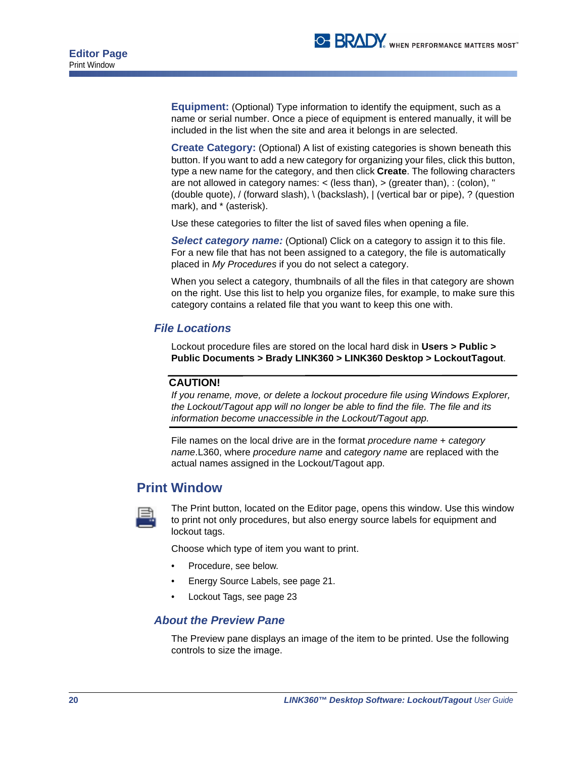**Equipment:** (Optional) Type information to identify the equipment, such as a name or serial number. Once a piece of equipment is entered manually, it will be included in the list when the site and area it belongs in are selected.

**Create Category:** (Optional) A list of existing categories is shown beneath this button. If you want to add a new category for organizing your files, click this button, type a new name for the category, and then click **Create**. The following characters are not allowed in category names: < (less than), > (greater than), : (colon), " (double quote), / (forward slash), \ (backslash), | (vertical bar or pipe), ? (question mark), and * (asterisk).

Use these categories to filter the list of saved files when opening a file.

***Select category name:*** (Optional) Click on a category to assign it to this file. For a new file that has not been assigned to a category, the file is automatically placed in *My Procedures* if you do not select a category.

When you select a category, thumbnails of all the files in that category are shown on the right. Use this list to help you organize files, for example, to make sure this category contains a related file that you want to keep this one with.

### File Locations

Lockout procedure files are stored on the local hard disk in **Users > Public > Public Documents > Brady LINK360 > LINK360 Desktop > LockoutTagout**.

**CAUTION!**

*If you rename, move, or delete a lockout procedure file using Windows Explorer, the Lockout/Tagout app will no longer be able to find the file. The file and its information become unaccessible in the Lockout/Tagout app.*

File names on the local drive are in the format *procedure name* + *category name*.L360, where *procedure name* and *category name* are replaced with the actual names assigned in the Lockout/Tagout app.

## Print Window

The Print button, located on the Editor page, opens this window. Use this window to print not only procedures, but also energy source labels for equipment and lockout tags.

Choose which type of item you want to print.

- Procedure, see below.
- Energy Source Labels, see page 21.
- Lockout Tags, see page 23

### About the Preview Pane

The Preview pane displays an image of the item to be printed. Use the following controls to size the image.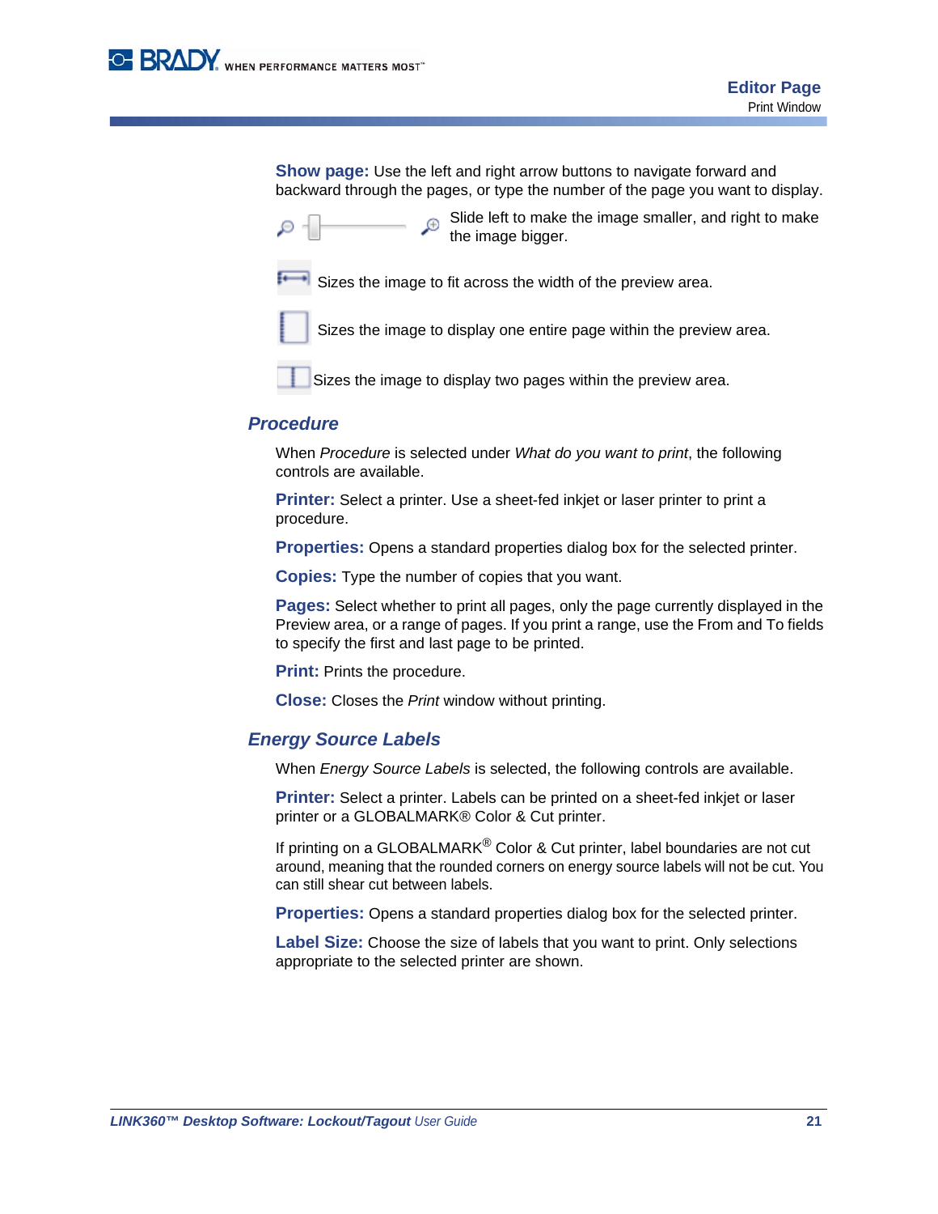**Show page:** Use the left and right arrow buttons to navigate forward and backward through the pages, or type the number of the page you want to display.

Slide left to make the image smaller, and right to make the image bigger.

Sizes the image to fit across the width of the preview area.

Sizes the image to display one entire page within the preview area.

Sizes the image to display two pages within the preview area.

## *Procedure*

When *Procedure* is selected under *What do you want to print*, the following controls are available.

**Printer:** Select a printer. Use a sheet-fed inkjet or laser printer to print a procedure.

**Properties:** Opens a standard properties dialog box for the selected printer.

**Copies:** Type the number of copies that you want.

**Pages:** Select whether to print all pages, only the page currently displayed in the Preview area, or a range of pages. If you print a range, use the From and To fields to specify the first and last page to be printed.

**Print:** Prints the procedure.

**Close:** Closes the *Print* window without printing.

## *Energy Source Labels*

When *Energy Source Labels* is selected, the following controls are available.

**Printer:** Select a printer. Labels can be printed on a sheet-fed inkjet or laser printer or a GLOBALMARK® Color & Cut printer.

If printing on a GLOBALMARK® Color & Cut printer, label boundaries are not cut around, meaning that the rounded corners on energy source labels will not be cut. You can still shear cut between labels.

**Properties:** Opens a standard properties dialog box for the selected printer.

**Label Size:** Choose the size of labels that you want to print. Only selections appropriate to the selected printer are shown.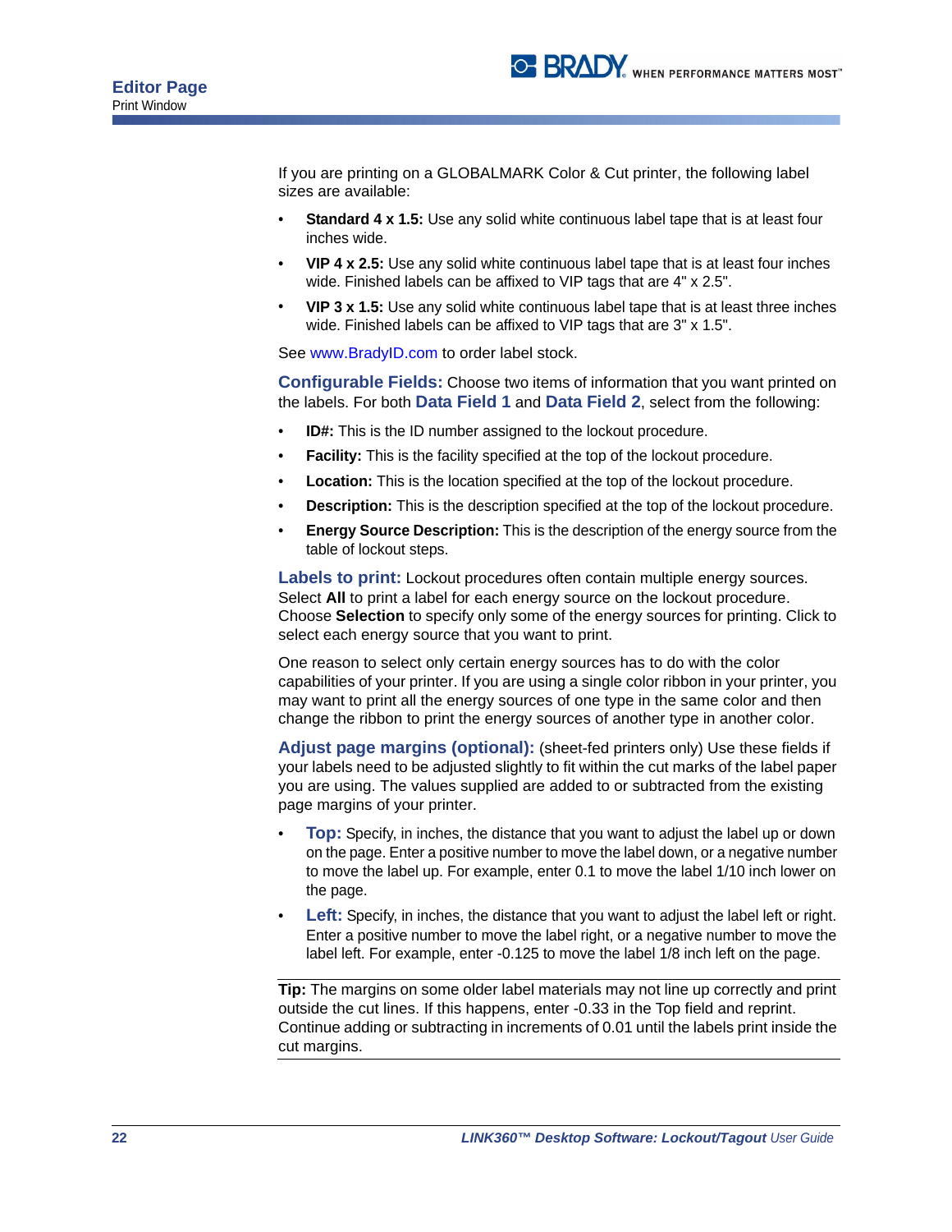If you are printing on a GLOBALMARK Color & Cut printer, the following label sizes are available:

- **Standard 4 x 1.5:** Use any solid white continuous label tape that is at least four inches wide.
- **VIP 4 x 2.5:** Use any solid white continuous label tape that is at least four inches wide. Finished labels can be affixed to VIP tags that are 4" x 2.5".
- **VIP 3 x 1.5:** Use any solid white continuous label tape that is at least three inches wide. Finished labels can be affixed to VIP tags that are 3" x 1.5".

See www.BradyID.com to order label stock.

**Configurable Fields:** Choose two items of information that you want printed on the labels. For both **Data Field 1** and **Data Field 2**, select from the following:

- **ID#:** This is the ID number assigned to the lockout procedure.
- **Facility:** This is the facility specified at the top of the lockout procedure.
- **Location:** This is the location specified at the top of the lockout procedure.
- **Description:** This is the description specified at the top of the lockout procedure.
- **Energy Source Description:** This is the description of the energy source from the table of lockout steps.

**Labels to print:** Lockout procedures often contain multiple energy sources. Select **All** to print a label for each energy source on the lockout procedure. Choose **Selection** to specify only some of the energy sources for printing. Click to select each energy source that you want to print.

One reason to select only certain energy sources has to do with the color capabilities of your printer. If you are using a single color ribbon in your printer, you may want to print all the energy sources of one type in the same color and then change the ribbon to print the energy sources of another type in another color.

**Adjust page margins (optional):** (sheet-fed printers only) Use these fields if your labels need to be adjusted slightly to fit within the cut marks of the label paper you are using. The values supplied are added to or subtracted from the existing page margins of your printer.

- **Top:** Specify, in inches, the distance that you want to adjust the label up or down on the page. Enter a positive number to move the label down, or a negative number to move the label up. For example, enter 0.1 to move the label 1/10 inch lower on the page.
- **Left:** Specify, in inches, the distance that you want to adjust the label left or right. Enter a positive number to move the label right, or a negative number to move the label left. For example, enter -0.125 to move the label 1/8 inch left on the page.

---

**Tip:** The margins on some older label materials may not line up correctly and print outside the cut lines. If this happens, enter -0.33 in the Top field and reprint. Continue adding or subtracting in increments of 0.01 until the labels print inside the cut margins.

---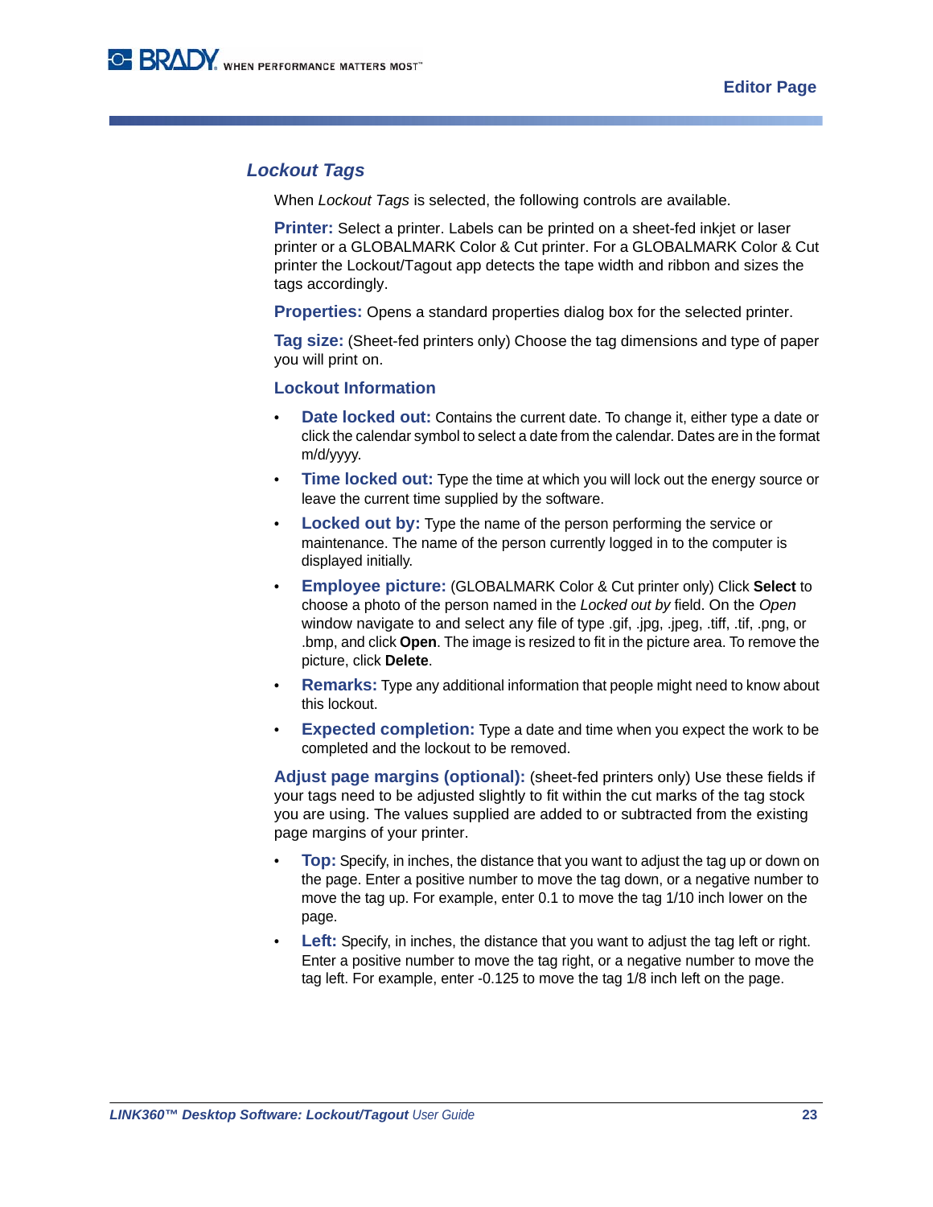## Lockout Tags

When *Lockout Tags* is selected, the following controls are available.

**Printer:** Select a printer. Labels can be printed on a sheet-fed inkjet or laser printer or a GLOBALMARK Color & Cut printer. For a GLOBALMARK Color & Cut printer the Lockout/Tagout app detects the tape width and ribbon and sizes the tags accordingly.

**Properties:** Opens a standard properties dialog box for the selected printer.

**Tag size:** (Sheet-fed printers only) Choose the tag dimensions and type of paper you will print on.

### Lockout Information

- **Date locked out:** Contains the current date. To change it, either type a date or click the calendar symbol to select a date from the calendar. Dates are in the format m/d/yyyy.
- **Time locked out:** Type the time at which you will lock out the energy source or leave the current time supplied by the software.
- **Locked out by:** Type the name of the person performing the service or maintenance. The name of the person currently logged in to the computer is displayed initially.
- **Employee picture:** (GLOBALMARK Color & Cut printer only) Click **Select** to choose a photo of the person named in the *Locked out by* field. On the *Open* window navigate to and select any file of type .gif, .jpg, .jpeg, .tiff, .tif, .png, or .bmp, and click **Open**. The image is resized to fit in the picture area. To remove the picture, click **Delete**.
- **Remarks:** Type any additional information that people might need to know about this lockout.
- **Expected completion:** Type a date and time when you expect the work to be completed and the lockout to be removed.

**Adjust page margins (optional):** (sheet-fed printers only) Use these fields if your tags need to be adjusted slightly to fit within the cut marks of the tag stock you are using. The values supplied are added to or subtracted from the existing page margins of your printer.

- **Top:** Specify, in inches, the distance that you want to adjust the tag up or down on the page. Enter a positive number to move the tag down, or a negative number to move the tag up. For example, enter 0.1 to move the tag 1/10 inch lower on the page.
- **Left:** Specify, in inches, the distance that you want to adjust the tag left or right. Enter a positive number to move the tag right, or a negative number to move the tag left. For example, enter -0.125 to move the tag 1/8 inch left on the page.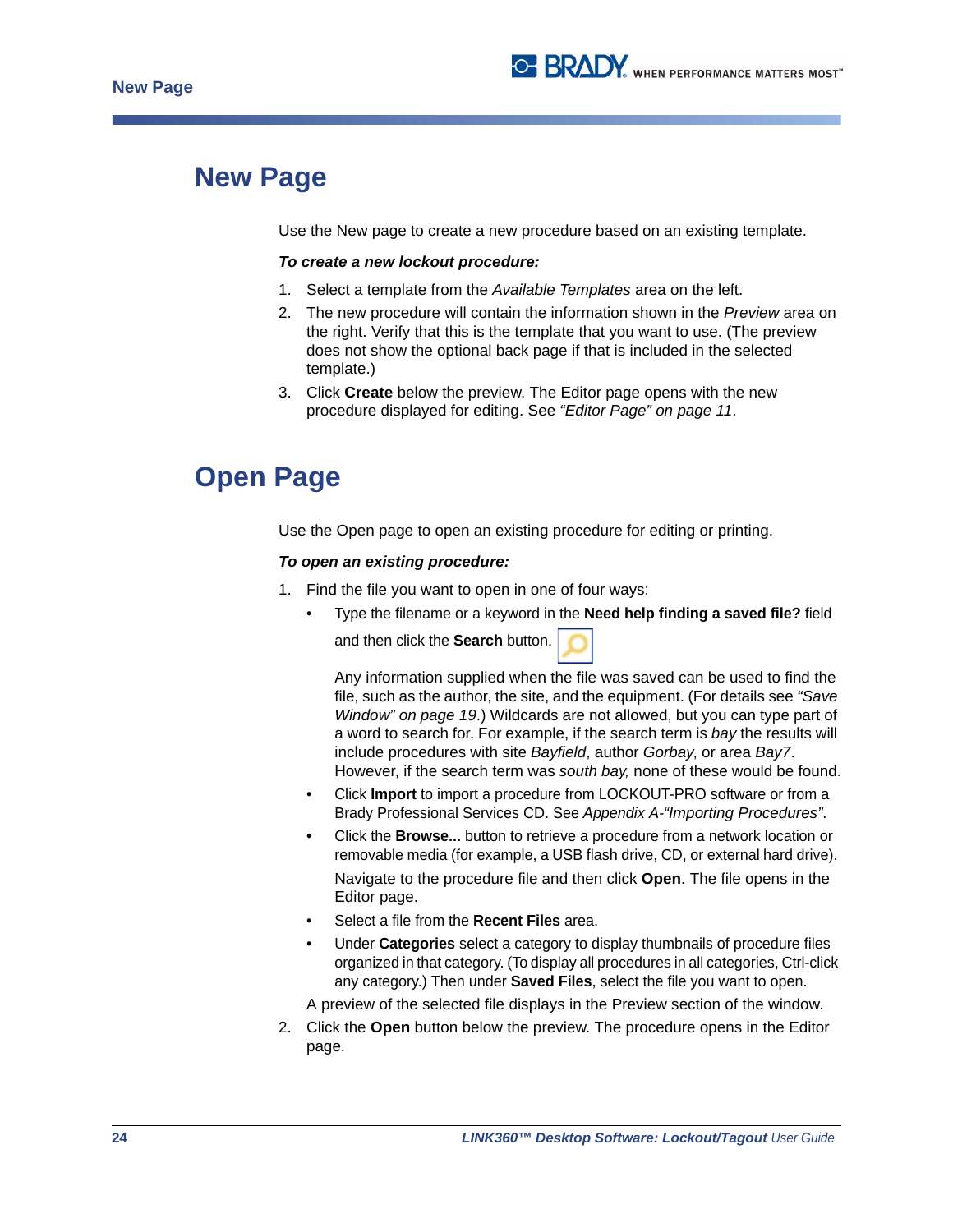# New Page

Use the New page to create a new procedure based on an existing template.

***To create a new lockout procedure:***

1. Select a template from the *Available Templates* area on the left.
2. The new procedure will contain the information shown in the *Preview* area on the right. Verify that this is the template that you want to use. (The preview does not show the optional back page if that is included in the selected template.)
3. Click **Create** below the preview. The Editor page opens with the new procedure displayed for editing. See *"Editor Page" on page 11*.

# Open Page

Use the Open page to open an existing procedure for editing or printing.

***To open an existing procedure:***

1. Find the file you want to open in one of four ways:
   - Type the filename or a keyword in the **Need help finding a saved file?** field and then click the **Search** button.

     Any information supplied when the file was saved can be used to find the file, such as the author, the site, and the equipment. (For details see *"Save Window" on page 19*.) Wildcards are not allowed, but you can type part of a word to search for. For example, if the search term is *bay* the results will include procedures with site *Bayfield*, author *Gorbay*, or area *Bay7*. However, if the search term was *south bay,* none of these would be found.
   - Click **Import** to import a procedure from LOCKOUT-PRO software or from a Brady Professional Services CD. See *Appendix A-"Importing Procedures"*.
   - Click the **Browse...** button to retrieve a procedure from a network location or removable media (for example, a USB flash drive, CD, or external hard drive).

     Navigate to the procedure file and then click **Open**. The file opens in the Editor page.
   - Select a file from the **Recent Files** area.
   - Under **Categories** select a category to display thumbnails of procedure files organized in that category. (To display all procedures in all categories, Ctrl-click any category.) Then under **Saved Files**, select the file you want to open.

   A preview of the selected file displays in the Preview section of the window.
2. Click the **Open** button below the preview. The procedure opens in the Editor page.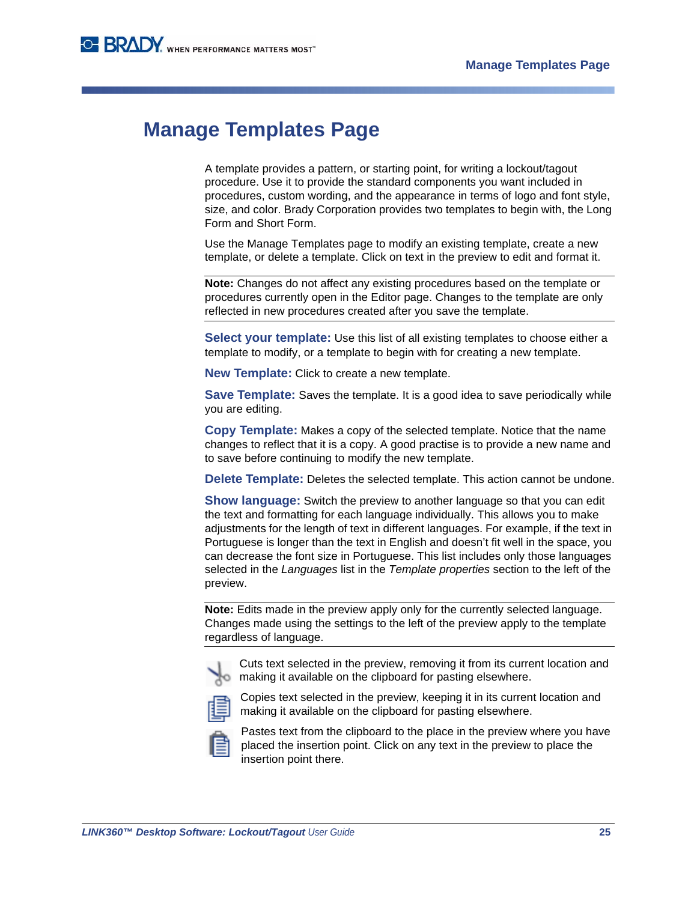# Manage Templates Page

A template provides a pattern, or starting point, for writing a lockout/tagout procedure. Use it to provide the standard components you want included in procedures, custom wording, and the appearance in terms of logo and font style, size, and color. Brady Corporation provides two templates to begin with, the Long Form and Short Form.

Use the Manage Templates page to modify an existing template, create a new template, or delete a template. Click on text in the preview to edit and format it.

---

**Note:** Changes do not affect any existing procedures based on the template or procedures currently open in the Editor page. Changes to the template are only reflected in new procedures created after you save the template.

---

**Select your template:** Use this list of all existing templates to choose either a template to modify, or a template to begin with for creating a new template.

**New Template:** Click to create a new template.

**Save Template:** Saves the template. It is a good idea to save periodically while you are editing.

**Copy Template:** Makes a copy of the selected template. Notice that the name changes to reflect that it is a copy. A good practise is to provide a new name and to save before continuing to modify the new template.

**Delete Template:** Deletes the selected template. This action cannot be undone.

**Show language:** Switch the preview to another language so that you can edit the text and formatting for each language individually. This allows you to make adjustments for the length of text in different languages. For example, if the text in Portuguese is longer than the text in English and doesn't fit well in the space, you can decrease the font size in Portuguese. This list includes only those languages selected in the *Languages* list in the *Template properties* section to the left of the preview.

---

**Note:** Edits made in the preview apply only for the currently selected language. Changes made using the settings to the left of the preview apply to the template regardless of language.

---

Cuts text selected in the preview, removing it from its current location and making it available on the clipboard for pasting elsewhere.

Copies text selected in the preview, keeping it in its current location and making it available on the clipboard for pasting elsewhere.

Pastes text from the clipboard to the place in the preview where you have placed the insertion point. Click on any text in the preview to place the insertion point there.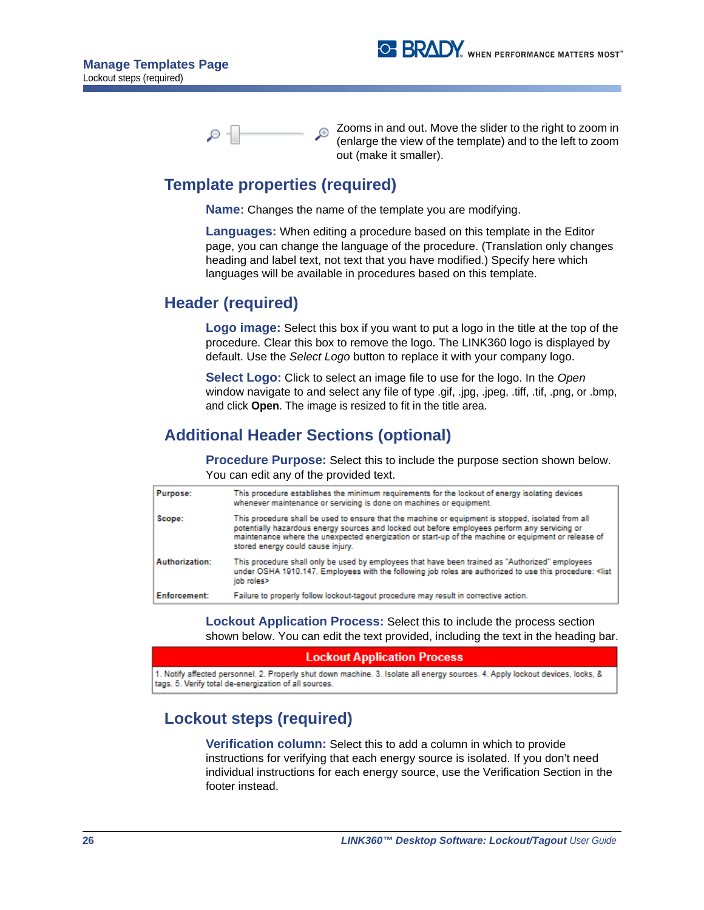Zooms in and out. Move the slider to the right to zoom in (enlarge the view of the template) and to the left to zoom out (make it smaller).

## Template properties (required)

**Name:** Changes the name of the template you are modifying.

**Languages:** When editing a procedure based on this template in the Editor page, you can change the language of the procedure. (Translation only changes heading and label text, not text that you have modified.) Specify here which languages will be available in procedures based on this template.

## Header (required)

**Logo image:** Select this box if you want to put a logo in the title at the top of the procedure. Clear this box to remove the logo. The LINK360 logo is displayed by default. Use the *Select Logo* button to replace it with your company logo.

**Select Logo:** Click to select an image file to use for the logo. In the *Open* window navigate to and select any file of type .gif, .jpg, .jpeg, .tiff, .tif, .png, or .bmp, and click **Open**. The image is resized to fit in the title area.

## Additional Header Sections (optional)

**Procedure Purpose:** Select this to include the purpose section shown below. You can edit any of the provided text.

| | |
|---|---|
| **Purpose:** | This procedure establishes the minimum requirements for the lockout of energy isolating devices whenever maintenance or servicing is done on machines or equipment. |
| **Scope:** | This procedure shall be used to ensure that the machine or equipment is stopped, isolated from all potentially hazardous energy sources and locked out before employees perform any servicing or maintenance where the unexpected energization or start-up of the machine or equipment or release of stored energy could cause injury. |
| **Authorization:** | This procedure shall only be used by employees that have been trained as "Authorized" employees under OSHA 1910.147. Employees with the following job roles are authorized to use this procedure: <list job roles> |
| **Enforcement:** | Failure to properly follow lockout-tagout procedure may result in corrective action. |

**Lockout Application Process:** Select this to include the process section shown below. You can edit the text provided, including the text in the heading bar.

| Lockout Application Process |
|---|
| 1. Notify affected personnel. 2. Properly shut down machine. 3. Isolate all energy sources. 4. Apply lockout devices, locks, & tags. 5. Verify total de-energization of all sources. |

## Lockout steps (required)

**Verification column:** Select this to add a column in which to provide instructions for verifying that each energy source is isolated. If you don't need individual instructions for each energy source, use the Verification Section in the footer instead.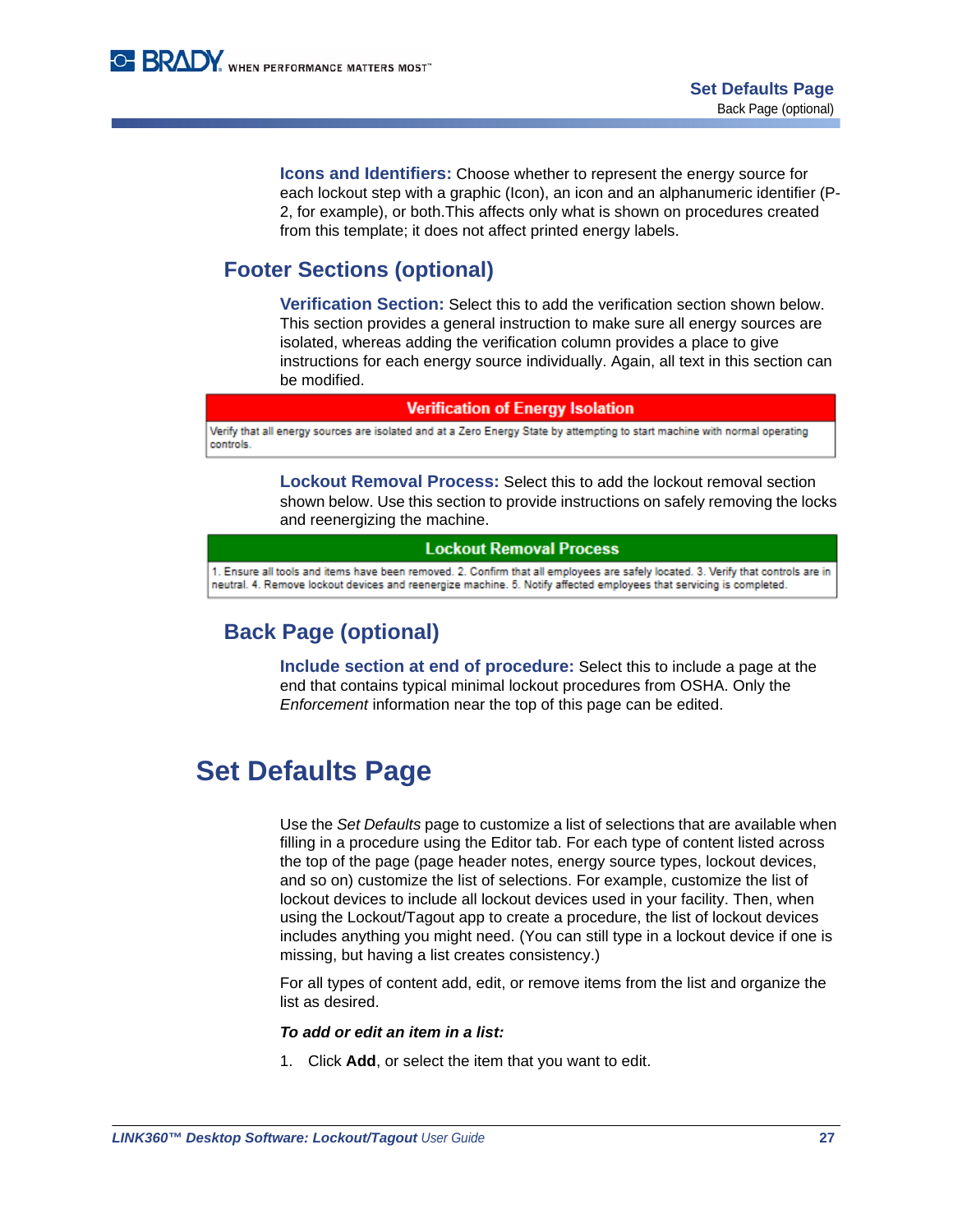**Icons and Identifiers:** Choose whether to represent the energy source for each lockout step with a graphic (Icon), an icon and an alphanumeric identifier (P-2, for example), or both.This affects only what is shown on procedures created from this template; it does not affect printed energy labels.

## Footer Sections (optional)

**Verification Section:** Select this to add the verification section shown below. This section provides a general instruction to make sure all energy sources are isolated, whereas adding the verification column provides a place to give instructions for each energy source individually. Again, all text in this section can be modified.

| Verification of Energy Isolation |
|---|
| Verify that all energy sources are isolated and at a Zero Energy State by attempting to start machine with normal operating controls. |

**Lockout Removal Process:** Select this to add the lockout removal section shown below. Use this section to provide instructions on safely removing the locks and reenergizing the machine.

| Lockout Removal Process |
|---|
| 1. Ensure all tools and items have been removed. 2. Confirm that all employees are safely located. 3. Verify that controls are in neutral. 4. Remove lockout devices and reenergize machine. 5. Notify affected employees that servicing is completed. |

## Back Page (optional)

**Include section at end of procedure:** Select this to include a page at the end that contains typical minimal lockout procedures from OSHA. Only the *Enforcement* information near the top of this page can be edited.

# Set Defaults Page

Use the *Set Defaults* page to customize a list of selections that are available when filling in a procedure using the Editor tab. For each type of content listed across the top of the page (page header notes, energy source types, lockout devices, and so on) customize the list of selections. For example, customize the list of lockout devices to include all lockout devices used in your facility. Then, when using the Lockout/Tagout app to create a procedure, the list of lockout devices includes anything you might need. (You can still type in a lockout device if one is missing, but having a list creates consistency.)

For all types of content add, edit, or remove items from the list and organize the list as desired.

***To add or edit an item in a list:***

1. Click **Add**, or select the item that you want to edit.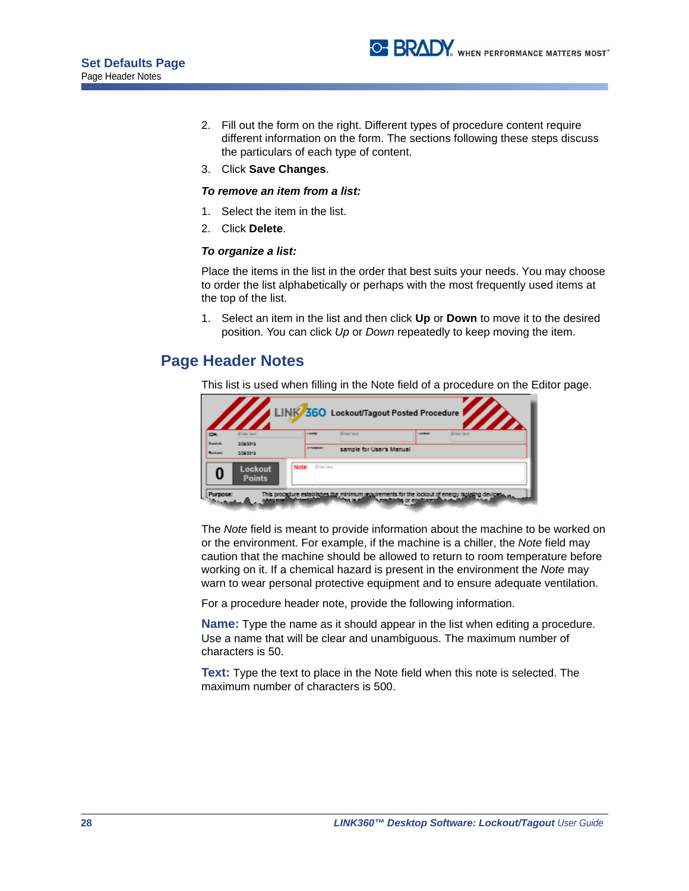2. Fill out the form on the right. Different types of procedure content require different information on the form. The sections following these steps discuss the particulars of each type of content.
3. Click **Save Changes**.

***To remove an item from a list:***

1. Select the item in the list.
2. Click **Delete**.

***To organize a list:***

Place the items in the list in the order that best suits your needs. You may choose to order the list alphabetically or perhaps with the most frequently used items at the top of the list.

1. Select an item in the list and then click **Up** or **Down** to move it to the desired position. You can click *Up* or *Down* repeatedly to keep moving the item.

## Page Header Notes

This list is used when filling in the Note field of a procedure on the Editor page.

The *Note* field is meant to provide information about the machine to be worked on or the environment. For example, if the machine is a chiller, the *Note* field may caution that the machine should be allowed to return to room temperature before working on it. If a chemical hazard is present in the environment the *Note* may warn to wear personal protective equipment and to ensure adequate ventilation.

For a procedure header note, provide the following information.

**Name:** Type the name as it should appear in the list when editing a procedure. Use a name that will be clear and unambiguous. The maximum number of characters is 50.

**Text:** Type the text to place in the Note field when this note is selected. The maximum number of characters is 500.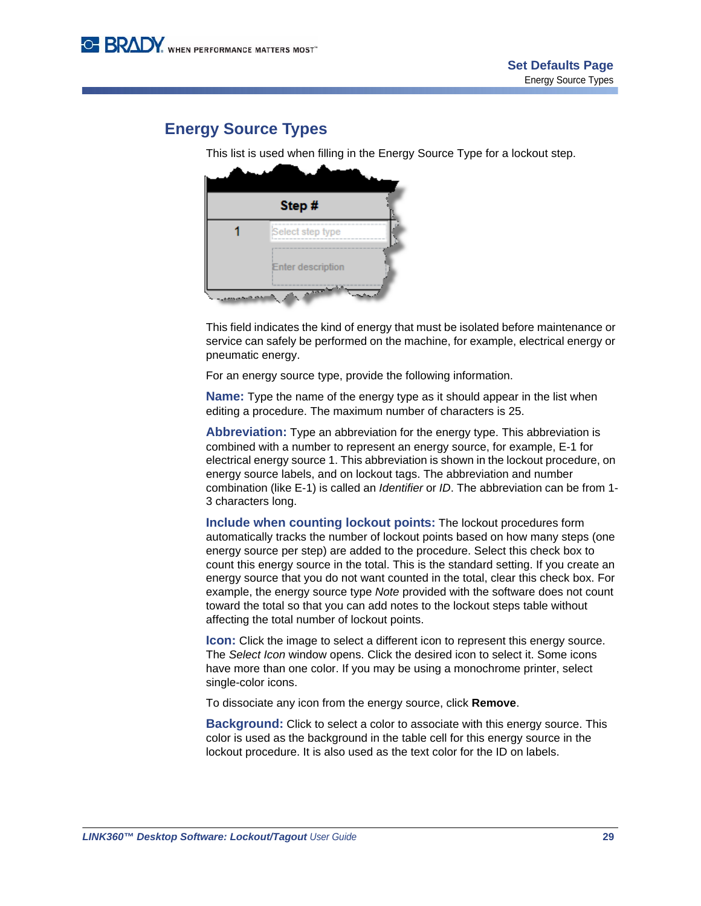# Energy Source Types

This list is used when filling in the Energy Source Type for a lockout step.

This field indicates the kind of energy that must be isolated before maintenance or service can safely be performed on the machine, for example, electrical energy or pneumatic energy.

For an energy source type, provide the following information.

**Name:** Type the name of the energy type as it should appear in the list when editing a procedure. The maximum number of characters is 25.

**Abbreviation:** Type an abbreviation for the energy type. This abbreviation is combined with a number to represent an energy source, for example, E-1 for electrical energy source 1. This abbreviation is shown in the lockout procedure, on energy source labels, and on lockout tags. The abbreviation and number combination (like E-1) is called an *Identifier* or *ID*. The abbreviation can be from 1-3 characters long.

**Include when counting lockout points:** The lockout procedures form automatically tracks the number of lockout points based on how many steps (one energy source per step) are added to the procedure. Select this check box to count this energy source in the total. This is the standard setting. If you create an energy source that you do not want counted in the total, clear this check box. For example, the energy source type *Note* provided with the software does not count toward the total so that you can add notes to the lockout steps table without affecting the total number of lockout points.

**Icon:** Click the image to select a different icon to represent this energy source. The *Select Icon* window opens. Click the desired icon to select it. Some icons have more than one color. If you may be using a monochrome printer, select single-color icons.

To dissociate any icon from the energy source, click **Remove**.

**Background:** Click to select a color to associate with this energy source. This color is used as the background in the table cell for this energy source in the lockout procedure. It is also used as the text color for the ID on labels.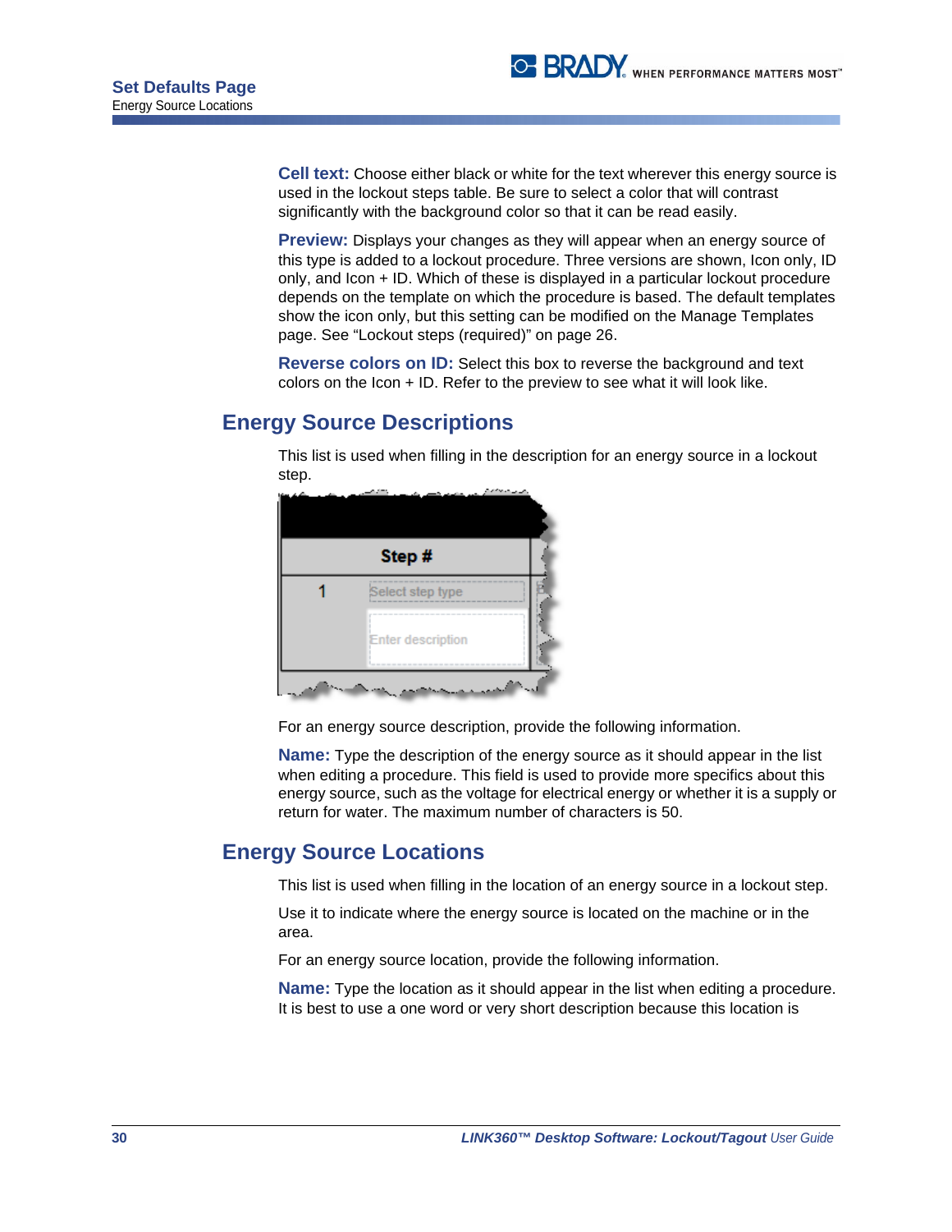**Cell text:** Choose either black or white for the text wherever this energy source is used in the lockout steps table. Be sure to select a color that will contrast significantly with the background color so that it can be read easily.

**Preview:** Displays your changes as they will appear when an energy source of this type is added to a lockout procedure. Three versions are shown, Icon only, ID only, and Icon + ID. Which of these is displayed in a particular lockout procedure depends on the template on which the procedure is based. The default templates show the icon only, but this setting can be modified on the Manage Templates page. See “Lockout steps (required)” on page 26.

**Reverse colors on ID:** Select this box to reverse the background and text colors on the Icon + ID. Refer to the preview to see what it will look like.

## Energy Source Descriptions

This list is used when filling in the description for an energy source in a lockout step.

| Step # | |
|---|---|
| 1 | Select step type |
| | Enter description |

For an energy source description, provide the following information.

**Name:** Type the description of the energy source as it should appear in the list when editing a procedure. This field is used to provide more specifics about this energy source, such as the voltage for electrical energy or whether it is a supply or return for water. The maximum number of characters is 50.

## Energy Source Locations

This list is used when filling in the location of an energy source in a lockout step.

Use it to indicate where the energy source is located on the machine or in the area.

For an energy source location, provide the following information.

**Name:** Type the location as it should appear in the list when editing a procedure. It is best to use a one word or very short description because this location is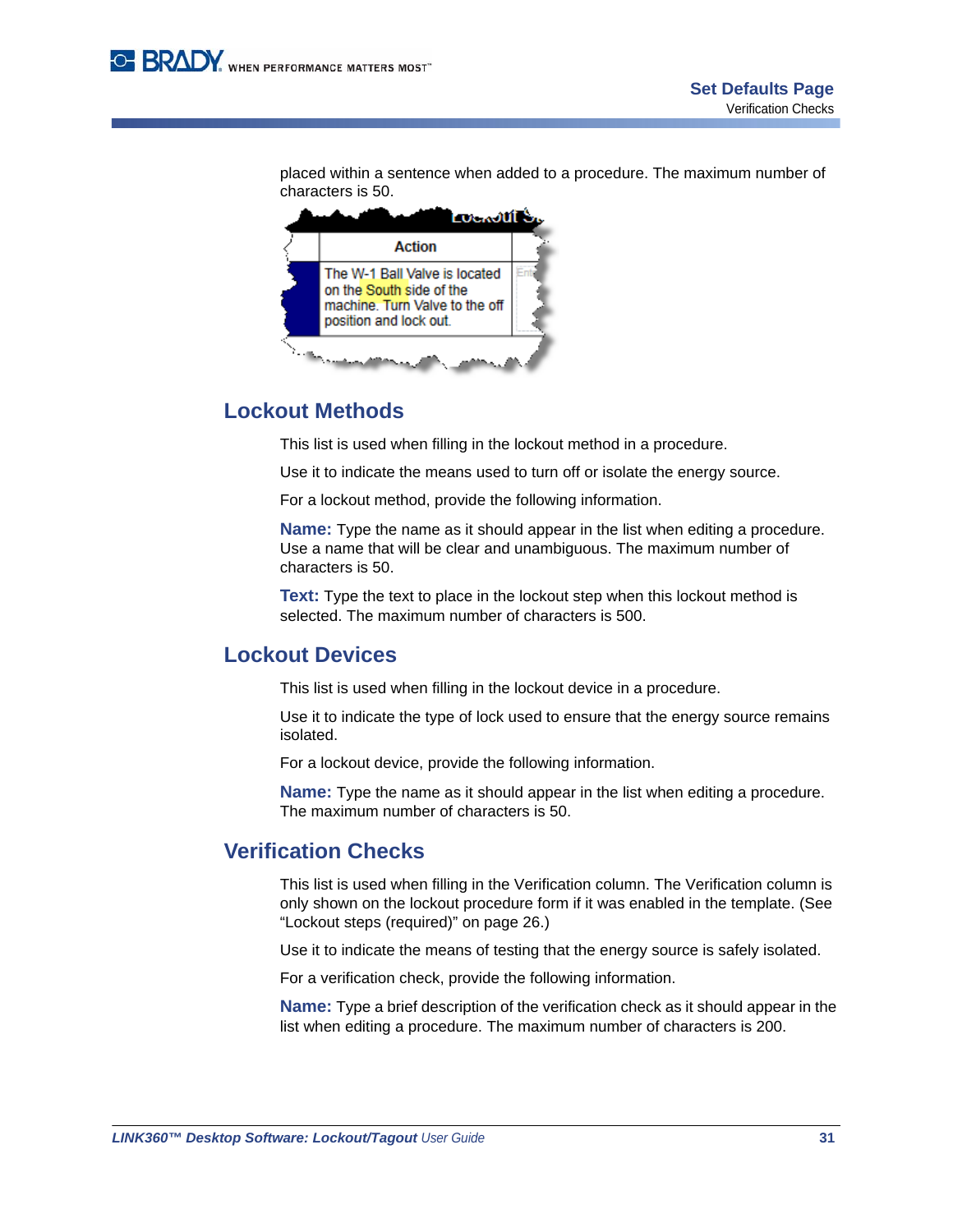placed within a sentence when added to a procedure. The maximum number of characters is 50.

## Lockout Methods

This list is used when filling in the lockout method in a procedure.

Use it to indicate the means used to turn off or isolate the energy source.

For a lockout method, provide the following information.

**Name:** Type the name as it should appear in the list when editing a procedure. Use a name that will be clear and unambiguous. The maximum number of characters is 50.

**Text:** Type the text to place in the lockout step when this lockout method is selected. The maximum number of characters is 500.

## Lockout Devices

This list is used when filling in the lockout device in a procedure.

Use it to indicate the type of lock used to ensure that the energy source remains isolated.

For a lockout device, provide the following information.

**Name:** Type the name as it should appear in the list when editing a procedure. The maximum number of characters is 50.

## Verification Checks

This list is used when filling in the Verification column. The Verification column is only shown on the lockout procedure form if it was enabled in the template. (See "Lockout steps (required)" on page 26.)

Use it to indicate the means of testing that the energy source is safely isolated.

For a verification check, provide the following information.

**Name:** Type a brief description of the verification check as it should appear in the list when editing a procedure. The maximum number of characters is 200.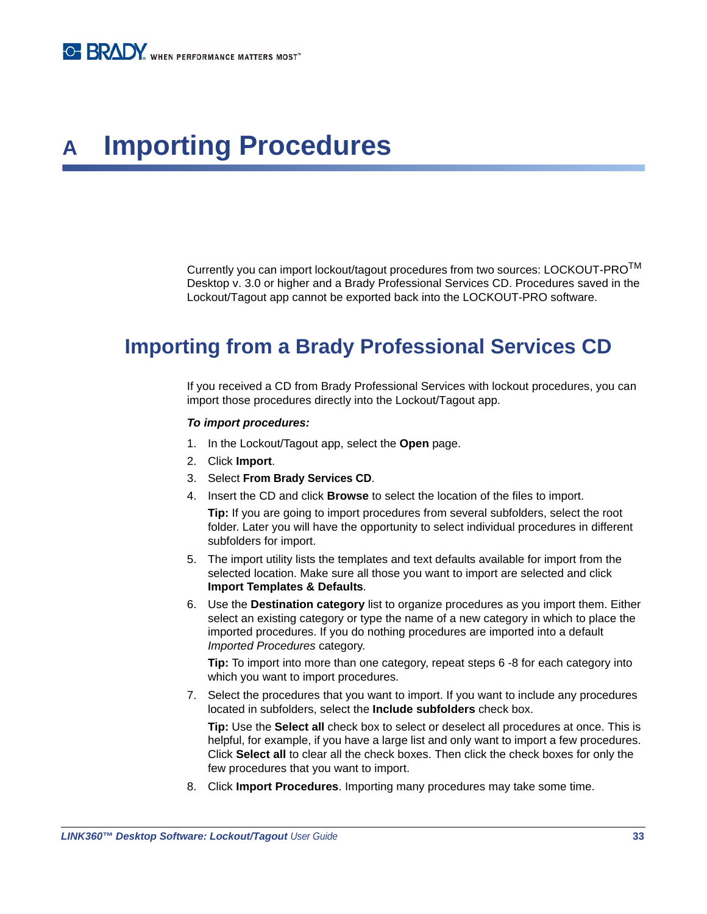# A Importing Procedures

Currently you can import lockout/tagout procedures from two sources: LOCKOUT-PRO™ Desktop v. 3.0 or higher and a Brady Professional Services CD. Procedures saved in the Lockout/Tagout app cannot be exported back into the LOCKOUT-PRO software.

## Importing from a Brady Professional Services CD

If you received a CD from Brady Professional Services with lockout procedures, you can import those procedures directly into the Lockout/Tagout app.

***To import procedures:***

1. In the Lockout/Tagout app, select the **Open** page.
2. Click **Import**.
3. Select **From Brady Services CD**.
4. Insert the CD and click **Browse** to select the location of the files to import.

   **Tip:** If you are going to import procedures from several subfolders, select the root folder. Later you will have the opportunity to select individual procedures in different subfolders for import.
5. The import utility lists the templates and text defaults available for import from the selected location. Make sure all those you want to import are selected and click **Import Templates & Defaults**.
6. Use the **Destination category** list to organize procedures as you import them. Either select an existing category or type the name of a new category in which to place the imported procedures. If you do nothing procedures are imported into a default *Imported Procedures* category.

   **Tip:** To import into more than one category, repeat steps 6 -8 for each category into which you want to import procedures.
7. Select the procedures that you want to import. If you want to include any procedures located in subfolders, select the **Include subfolders** check box.

   **Tip:** Use the **Select all** check box to select or deselect all procedures at once. This is helpful, for example, if you have a large list and only want to import a few procedures. Click **Select all** to clear all the check boxes. Then click the check boxes for only the few procedures that you want to import.
8. Click **Import Procedures**. Importing many procedures may take some time.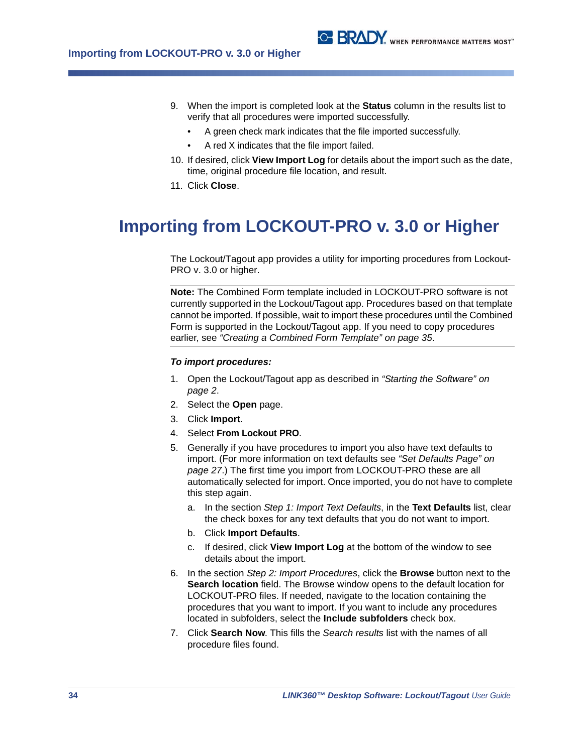9. When the import is completed look at the **Status** column in the results list to verify that all procedures were imported successfully.
   - A green check mark indicates that the file imported successfully.
   - A red X indicates that the file import failed.
10. If desired, click **View Import Log** for details about the import such as the date, time, original procedure file location, and result.
11. Click **Close**.

# Importing from LOCKOUT-PRO v. 3.0 or Higher

The Lockout/Tagout app provides a utility for importing procedures from Lockout-PRO v. 3.0 or higher.

---

**Note:** The Combined Form template included in LOCKOUT-PRO software is not currently supported in the Lockout/Tagout app. Procedures based on that template cannot be imported. If possible, wait to import these procedures until the Combined Form is supported in the Lockout/Tagout app. If you need to copy procedures earlier, see *"Creating a Combined Form Template" on page 35*.

---

***To import procedures:***

1. Open the Lockout/Tagout app as described in *"Starting the Software" on page 2*.
2. Select the **Open** page.
3. Click **Import**.
4. Select **From Lockout PRO**.
5. Generally if you have procedures to import you also have text defaults to import. (For more information on text defaults see *"Set Defaults Page" on page 27*.) The first time you import from LOCKOUT-PRO these are all automatically selected for import. Once imported, you do not have to complete this step again.
   a. In the section *Step 1: Import Text Defaults*, in the **Text Defaults** list, clear the check boxes for any text defaults that you do not want to import.
   b. Click **Import Defaults**.
   c. If desired, click **View Import Log** at the bottom of the window to see details about the import.
6. In the section *Step 2: Import Procedures*, click the **Browse** button next to the **Search location** field. The Browse window opens to the default location for LOCKOUT-PRO files. If needed, navigate to the location containing the procedures that you want to import. If you want to include any procedures located in subfolders, select the **Include subfolders** check box.
7. Click **Search Now**. This fills the *Search results* list with the names of all procedure files found.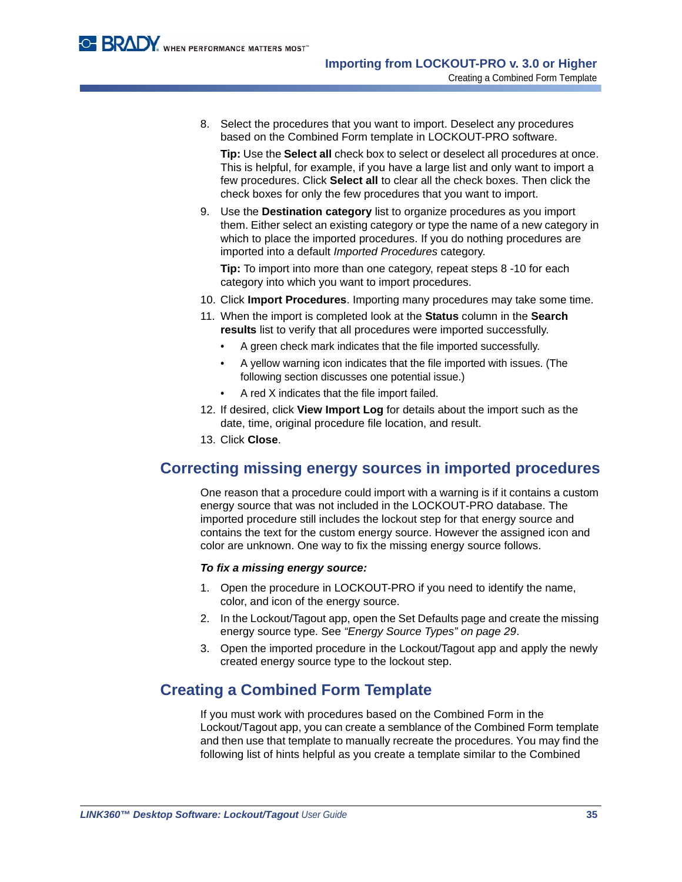8. Select the procedures that you want to import. Deselect any procedures based on the Combined Form template in LOCKOUT-PRO software.

   **Tip:** Use the **Select all** check box to select or deselect all procedures at once. This is helpful, for example, if you have a large list and only want to import a few procedures. Click **Select all** to clear all the check boxes. Then click the check boxes for only the few procedures that you want to import.

9. Use the **Destination category** list to organize procedures as you import them. Either select an existing category or type the name of a new category in which to place the imported procedures. If you do nothing procedures are imported into a default *Imported Procedures* category.

   **Tip:** To import into more than one category, repeat steps 8 -10 for each category into which you want to import procedures.

10. Click **Import Procedures**. Importing many procedures may take some time.
11. When the import is completed look at the **Status** column in the **Search results** list to verify that all procedures were imported successfully.
    - A green check mark indicates that the file imported successfully.
    - A yellow warning icon indicates that the file imported with issues. (The following section discusses one potential issue.)
    - A red X indicates that the file import failed.
12. If desired, click **View Import Log** for details about the import such as the date, time, original procedure file location, and result.
13. Click **Close**.

## Correcting missing energy sources in imported procedures

One reason that a procedure could import with a warning is if it contains a custom energy source that was not included in the LOCKOUT-PRO database. The imported procedure still includes the lockout step for that energy source and contains the text for the custom energy source. However the assigned icon and color are unknown. One way to fix the missing energy source follows.

***To fix a missing energy source:***

1. Open the procedure in LOCKOUT-PRO if you need to identify the name, color, and icon of the energy source.
2. In the Lockout/Tagout app, open the Set Defaults page and create the missing energy source type. See *"Energy Source Types" on page 29*.
3. Open the imported procedure in the Lockout/Tagout app and apply the newly created energy source type to the lockout step.

## Creating a Combined Form Template

If you must work with procedures based on the Combined Form in the Lockout/Tagout app, you can create a semblance of the Combined Form template and then use that template to manually recreate the procedures. You may find the following list of hints helpful as you create a template similar to the Combined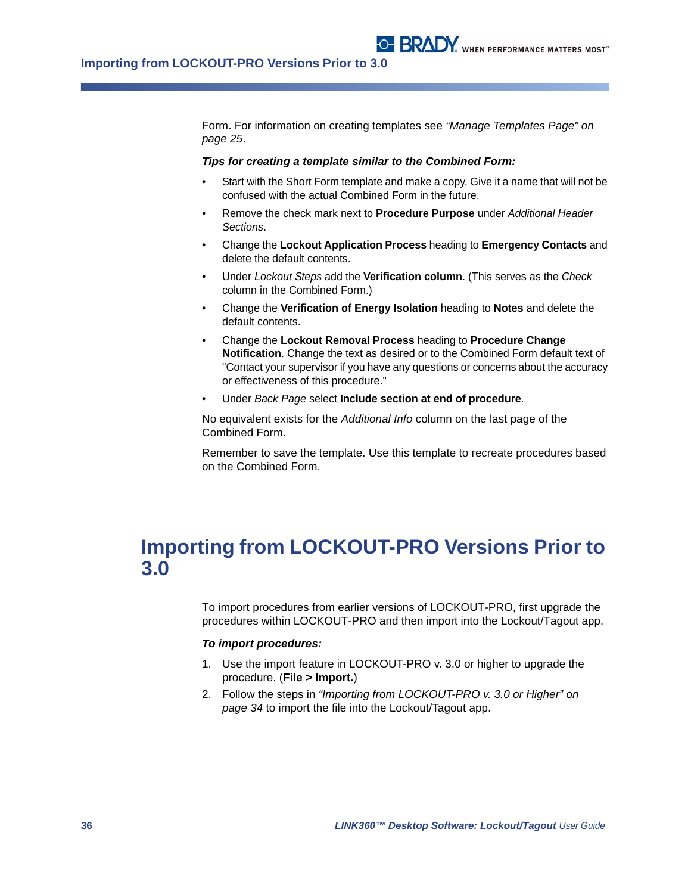Form. For information on creating templates see *"Manage Templates Page" on page 25*.

***Tips for creating a template similar to the Combined Form:***

- Start with the Short Form template and make a copy. Give it a name that will not be confused with the actual Combined Form in the future.
- Remove the check mark next to **Procedure Purpose** under *Additional Header Sections*.
- Change the **Lockout Application Process** heading to **Emergency Contacts** and delete the default contents.
- Under *Lockout Steps* add the **Verification column**. (This serves as the *Check* column in the Combined Form.)
- Change the **Verification of Energy Isolation** heading to **Notes** and delete the default contents.
- Change the **Lockout Removal Process** heading to **Procedure Change Notification**. Change the text as desired or to the Combined Form default text of "Contact your supervisor if you have any questions or concerns about the accuracy or effectiveness of this procedure."
- Under *Back Page* select **Include section at end of procedure**.

No equivalent exists for the *Additional Info* column on the last page of the Combined Form.

Remember to save the template. Use this template to recreate procedures based on the Combined Form.

# Importing from LOCKOUT-PRO Versions Prior to 3.0

To import procedures from earlier versions of LOCKOUT-PRO, first upgrade the procedures within LOCKOUT-PRO and then import into the Lockout/Tagout app.

***To import procedures:***

1. Use the import feature in LOCKOUT-PRO v. 3.0 or higher to upgrade the procedure. (**File > Import.**)
2. Follow the steps in *"Importing from LOCKOUT-PRO v. 3.0 or Higher" on page 34* to import the file into the Lockout/Tagout app.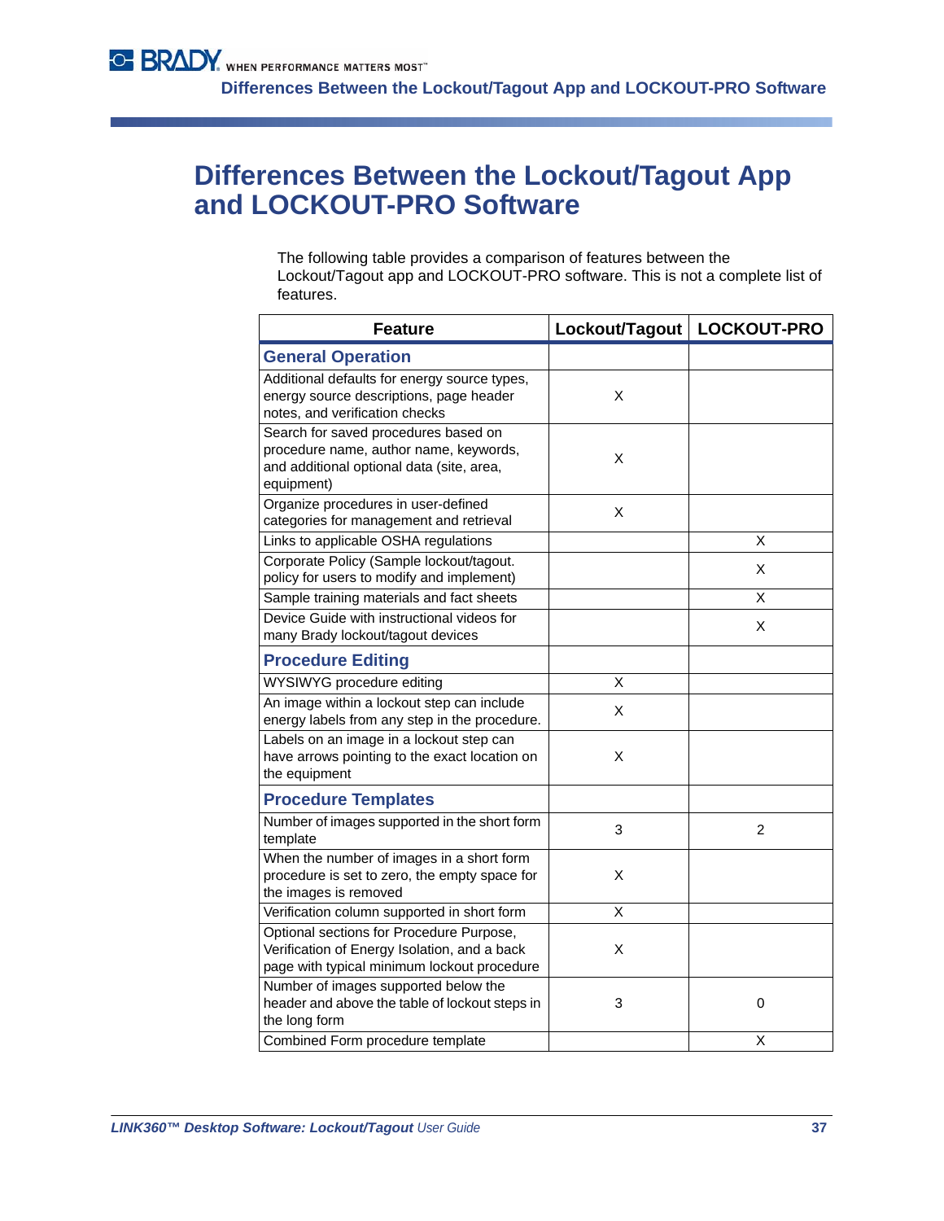# Differences Between the Lockout/Tagout App and LOCKOUT-PRO Software

The following table provides a comparison of features between the Lockout/Tagout app and LOCKOUT-PRO software. This is not a complete list of features.

| Feature | Lockout/Tagout | LOCKOUT-PRO |
|---|---|---|
| **General Operation** | | |
| Additional defaults for energy source types, energy source descriptions, page header notes, and verification checks | X | |
| Search for saved procedures based on procedure name, author name, keywords, and additional optional data (site, area, equipment) | X | |
| Organize procedures in user-defined categories for management and retrieval | X | |
| Links to applicable OSHA regulations | | X |
| Corporate Policy (Sample lockout/tagout. policy for users to modify and implement) | | X |
| Sample training materials and fact sheets | | X |
| Device Guide with instructional videos for many Brady lockout/tagout devices | | X |
| **Procedure Editing** | | |
| WYSIWYG procedure editing | X | |
| An image within a lockout step can include energy labels from any step in the procedure. | X | |
| Labels on an image in a lockout step can have arrows pointing to the exact location on the equipment | X | |
| **Procedure Templates** | | |
| Number of images supported in the short form template | 3 | 2 |
| When the number of images in a short form procedure is set to zero, the empty space for the images is removed | X | |
| Verification column supported in short form | X | |
| Optional sections for Procedure Purpose, Verification of Energy Isolation, and a back page with typical minimum lockout procedure | X | |
| Number of images supported below the header and above the table of lockout steps in the long form | 3 | 0 |
| Combined Form procedure template | | X |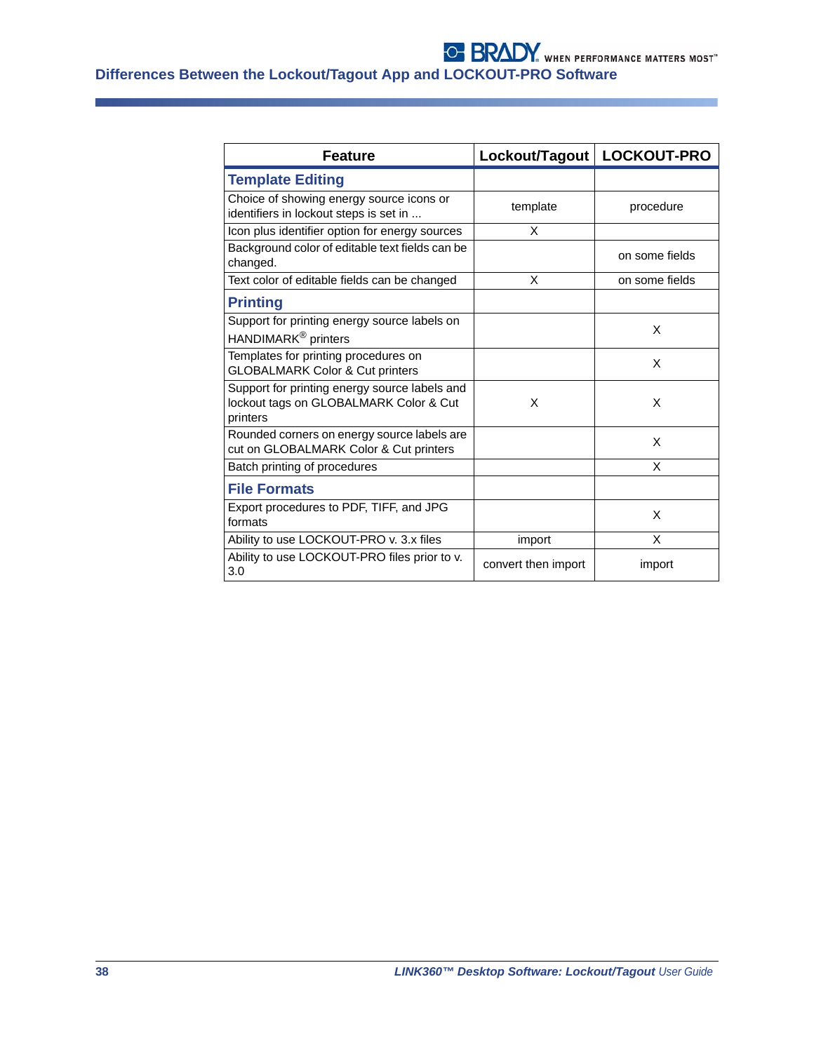## Differences Between the Lockout/Tagout App and LOCKOUT-PRO Software

| Feature | Lockout/Tagout | LOCKOUT-PRO |
|---|---|---|
| **Template Editing** | | |
| Choice of showing energy source icons or identifiers in lockout steps is set in ... | template | procedure |
| Icon plus identifier option for energy sources | X | |
| Background color of editable text fields can be changed. | | on some fields |
| Text color of editable fields can be changed | X | on some fields |
| **Printing** | | |
| Support for printing energy source labels on HANDIMARK® printers | | X |
| Templates for printing procedures on GLOBALMARK Color & Cut printers | | X |
| Support for printing energy source labels and lockout tags on GLOBALMARK Color & Cut printers | X | X |
| Rounded corners on energy source labels are cut on GLOBALMARK Color & Cut printers | | X |
| Batch printing of procedures | | X |
| **File Formats** | | |
| Export procedures to PDF, TIFF, and JPG formats | | X |
| Ability to use LOCKOUT-PRO v. 3.x files | import | X |
| Ability to use LOCKOUT-PRO files prior to v. 3.0 | convert then import | import |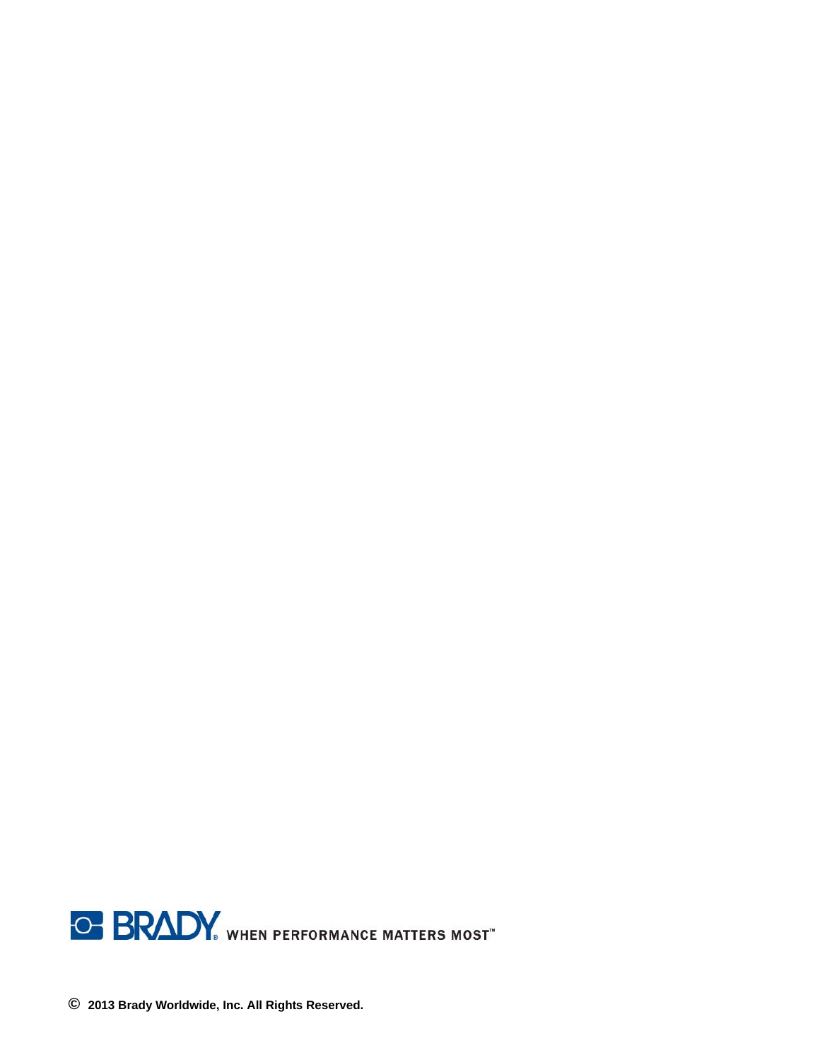BRADY® WHEN PERFORMANCE MATTERS MOST™

© 2013 Brady Worldwide, Inc. All Rights Reserved.